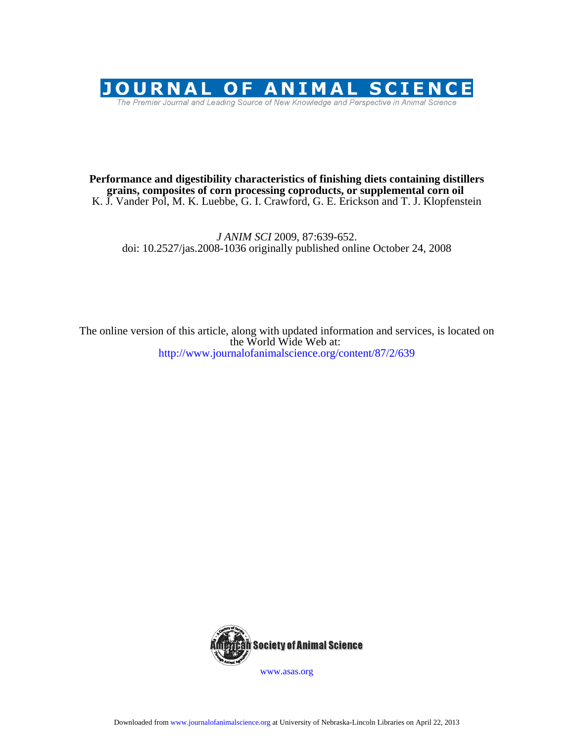# JOURNAL OF ANIMAL SCIENCE

The Premier Journal and Leading Source of New Knowledge and Perspective in Animal Science

**Performance and digestibility characteristics of finishing diets containing distillers grains, composites of corn processing coproducts, or supplemental corn oil**

K. J. Vander Pol, M. K. Luebbe, G. I. Crawford, G. E. Erickson and T. J. Klopfenstein

*J ANIM SCI* 2009, 87:639-652.
doi: 10.2527/jas.2008-1036 originally published online October 24, 2008

The online version of this article, along with updated information and services, is located on the World Wide Web at:
http://www.journalofanimalscience.org/content/87/2/639

American Society of Animal Science

www.asas.org

Downloaded from www.journalofanimalscience.org at University of Nebraska-Lincoln Libraries on April 22, 2013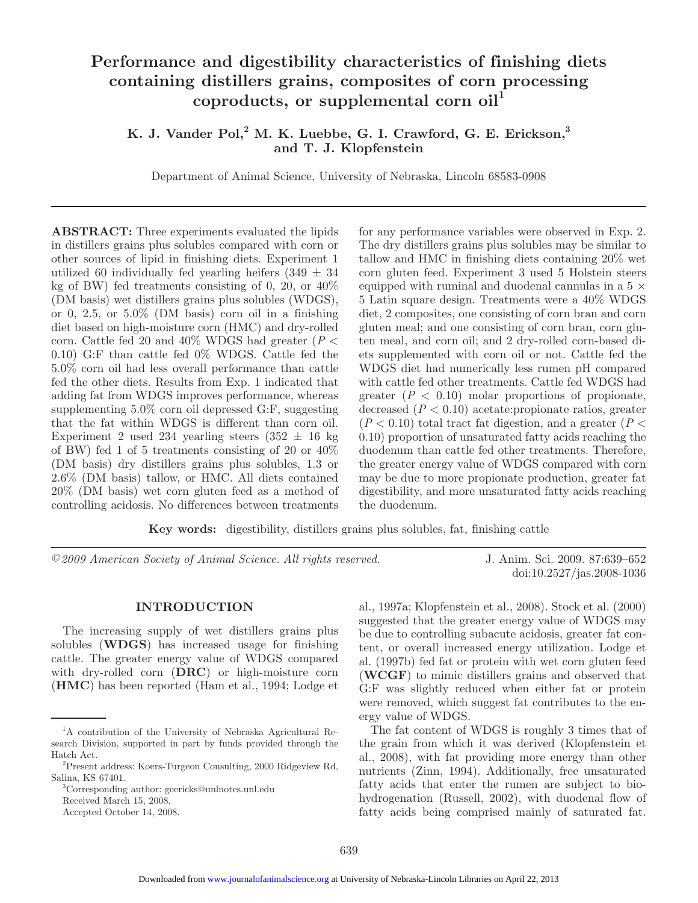# Performance and digestibility characteristics of finishing diets containing distillers grains, composites of corn processing coproducts, or supplemental corn oil[1]

**K. J. Vander Pol,[2] M. K. Luebbe, G. I. Crawford, G. E. Erickson,[3] and T. J. Klopfenstein**

Department of Animal Science, University of Nebraska, Lincoln 68583-0908

**ABSTRACT:** Three experiments evaluated the lipids in distillers grains plus solubles compared with corn or other sources of lipid in finishing diets. Experiment 1 utilized 60 individually fed yearling heifers (349 ± 34 kg of BW) fed treatments consisting of 0, 20, or 40% (DM basis) wet distillers grains plus solubles (WDGS), or 0, 2.5, or 5.0% (DM basis) corn oil in a finishing diet based on high-moisture corn (HMC) and dry-rolled corn. Cattle fed 20 and 40% WDGS had greater ($P < 0.10$) G:F than cattle fed 0% WDGS. Cattle fed the 5.0% corn oil had less overall performance than cattle fed the other diets. Results from Exp. 1 indicated that adding fat from WDGS improves performance, whereas supplementing 5.0% corn oil depressed G:F, suggesting that the fat within WDGS is different than corn oil. Experiment 2 used 234 yearling steers (352 ± 16 kg of BW) fed 1 of 5 treatments consisting of 20 or 40% (DM basis) dry distillers grains plus solubles, 1.3 or 2.6% (DM basis) tallow, or HMC. All diets contained 20% (DM basis) wet corn gluten feed as a method of controlling acidosis. No differences between treatments for any performance variables were observed in Exp. 2. The dry distillers grains plus solubles may be similar to tallow and HMC in finishing diets containing 20% wet corn gluten feed. Experiment 3 used 5 Holstein steers equipped with ruminal and duodenal cannulas in a 5 × 5 Latin square design. Treatments were a 40% WDGS diet, 2 composites, one consisting of corn bran and corn gluten meal; and one consisting of corn bran, corn gluten meal, and corn oil; and 2 dry-rolled corn-based diets supplemented with corn oil or not. Cattle fed the WDGS diet had numerically less rumen pH compared with cattle fed other treatments. Cattle fed WDGS had greater ($P < 0.10$) molar proportions of propionate, decreased ($P < 0.10$) acetate:propionate ratios, greater ($P < 0.10$) total tract fat digestion, and a greater ($P < 0.10$) proportion of unsaturated fatty acids reaching the duodenum than cattle fed other treatments. Therefore, the greater energy value of WDGS compared with corn may be due to more propionate production, greater fat digestibility, and more unsaturated fatty acids reaching the duodenum.

**Key words:** digestibility, distillers grains plus solubles, fat, finishing cattle

*©2009 American Society of Animal Science. All rights reserved.*

J. Anim. Sci. 2009. 87:639–652
doi:10.2527/jas.2008-1036

## INTRODUCTION

The increasing supply of wet distillers grains plus solubles (**WDGS**) has increased usage for finishing cattle. The greater energy value of WDGS compared with dry-rolled corn (**DRC**) or high-moisture corn (**HMC**) has been reported (Ham et al., 1994; Lodge et al., 1997a; Klopfenstein et al., 2008). Stock et al. (2000) suggested that the greater energy value of WDGS may be due to controlling subacute acidosis, greater fat content, or overall increased energy utilization. Lodge et al. (1997b) fed fat or protein with wet corn gluten feed (**WCGF**) to mimic distillers grains and observed that G:F was slightly reduced when either fat or protein were removed, which suggest fat contributes to the energy value of WDGS.

The fat content of WDGS is roughly 3 times that of the grain from which it was derived (Klopfenstein et al., 2008), with fat providing more energy than other nutrients (Zinn, 1994). Additionally, free unsaturated fatty acids that enter the rumen are subject to biohydrogenation (Russell, 2002), with duodenal flow of fatty acids being comprised mainly of saturated fat.

---

[1] A contribution of the University of Nebraska Agricultural Research Division, supported in part by funds provided through the Hatch Act.

[2] Present address: Koers-Turgeon Consulting, 2000 Ridgeview Rd, Salina, KS 67401.

[3] Corresponding author: geericks@unlnotes.unl.edu

Received March 15, 2008.

Accepted October 14, 2008.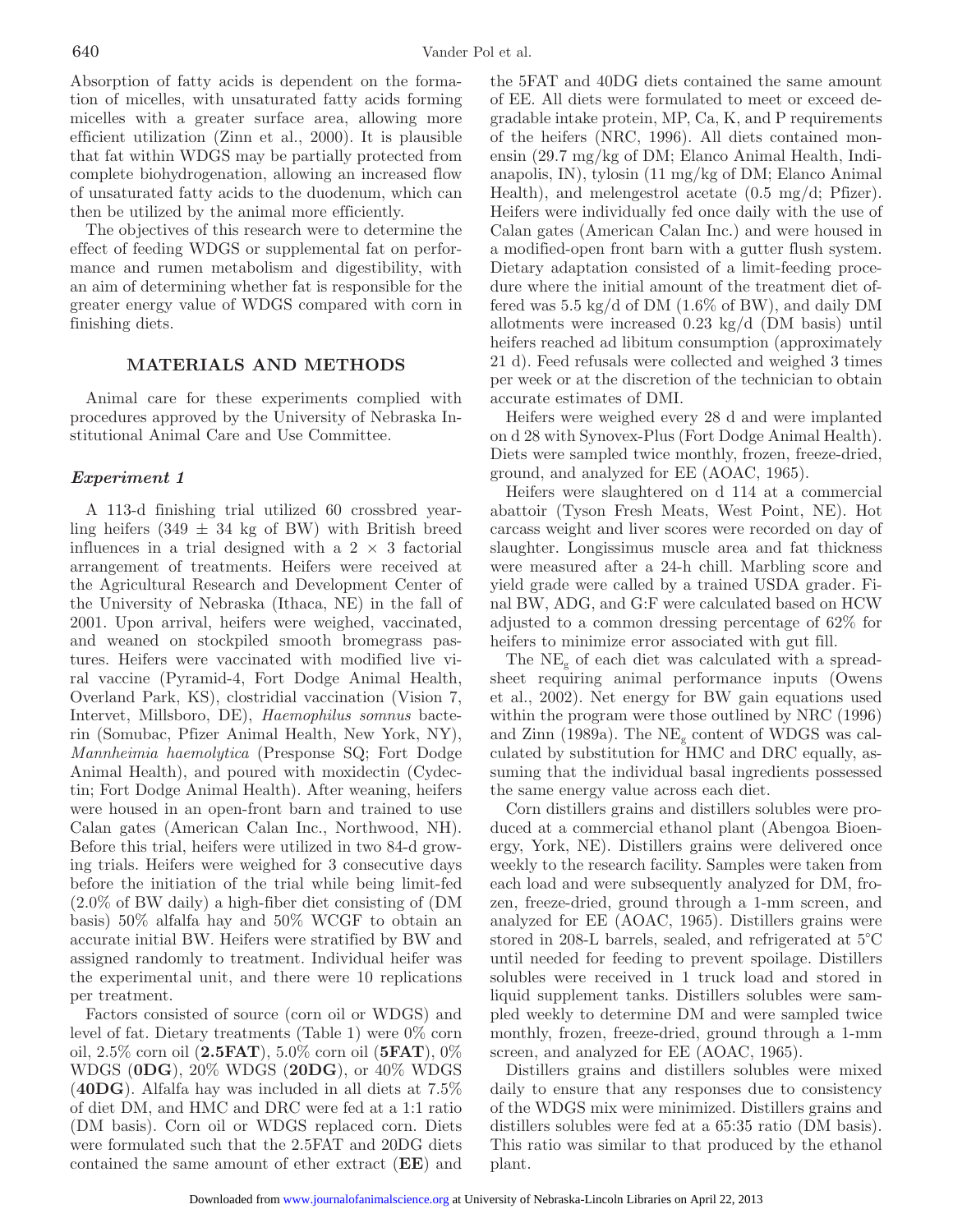Absorption of fatty acids is dependent on the formation of micelles, with unsaturated fatty acids forming micelles with a greater surface area, allowing more efficient utilization (Zinn et al., 2000). It is plausible that fat within WDGS may be partially protected from complete biohydrogenation, allowing an increased flow of unsaturated fatty acids to the duodenum, which can then be utilized by the animal more efficiently.

The objectives of this research were to determine the effect of feeding WDGS or supplemental fat on performance and rumen metabolism and digestibility, with an aim of determining whether fat is responsible for the greater energy value of WDGS compared with corn in finishing diets.

## MATERIALS AND METHODS

Animal care for these experiments complied with procedures approved by the University of Nebraska Institutional Animal Care and Use Committee.

### *Experiment 1*

A 113-d finishing trial utilized 60 crossbred yearling heifers (349 ± 34 kg of BW) with British breed influences in a trial designed with a 2 × 3 factorial arrangement of treatments. Heifers were received at the Agricultural Research and Development Center of the University of Nebraska (Ithaca, NE) in the fall of 2001. Upon arrival, heifers were weighed, vaccinated, and weaned on stockpiled smooth bromegrass pastures. Heifers were vaccinated with modified live viral vaccine (Pyramid-4, Fort Dodge Animal Health, Overland Park, KS), clostridial vaccination (Vision 7, Intervet, Millsboro, DE), *Haemophilus somnus* bacterin (Somubac, Pfizer Animal Health, New York, NY), *Mannheimia haemolytica* (Presponse SQ; Fort Dodge Animal Health), and poured with moxidectin (Cydectin; Fort Dodge Animal Health). After weaning, heifers were housed in an open-front barn and trained to use Calan gates (American Calan Inc., Northwood, NH). Before this trial, heifers were utilized in two 84-d growing trials. Heifers were weighed for 3 consecutive days before the initiation of the trial while being limit-fed (2.0% of BW daily) a high-fiber diet consisting of (DM basis) 50% alfalfa hay and 50% WCGF to obtain an accurate initial BW. Heifers were stratified by BW and assigned randomly to treatment. Individual heifer was the experimental unit, and there were 10 replications per treatment.

Factors consisted of source (corn oil or WDGS) and level of fat. Dietary treatments (Table 1) were 0% corn oil, 2.5% corn oil (**2.5FAT**), 5.0% corn oil (**5FAT**), 0% WDGS (**0DG**), 20% WDGS (**20DG**), or 40% WDGS (**40DG**). Alfalfa hay was included in all diets at 7.5% of diet DM, and HMC and DRC were fed at a 1:1 ratio (DM basis). Corn oil or WDGS replaced corn. Diets were formulated such that the 2.5FAT and 20DG diets contained the same amount of ether extract (**EE**) and the 5FAT and 40DG diets contained the same amount of EE. All diets were formulated to meet or exceed degradable intake protein, MP, Ca, K, and P requirements of the heifers (NRC, 1996). All diets contained monensin (29.7 mg/kg of DM; Elanco Animal Health, Indianapolis, IN), tylosin (11 mg/kg of DM; Elanco Animal Health), and melengestrol acetate (0.5 mg/d; Pfizer). Heifers were individually fed once daily with the use of Calan gates (American Calan Inc.) and were housed in a modified-open front barn with a gutter flush system. Dietary adaptation consisted of a limit-feeding procedure where the initial amount of the treatment diet offered was 5.5 kg/d of DM (1.6% of BW), and daily DM allotments were increased 0.23 kg/d (DM basis) until heifers reached ad libitum consumption (approximately 21 d). Feed refusals were collected and weighed 3 times per week or at the discretion of the technician to obtain accurate estimates of DMI.

Heifers were weighed every 28 d and were implanted on d 28 with Synovex-Plus (Fort Dodge Animal Health). Diets were sampled twice monthly, frozen, freeze-dried, ground, and analyzed for EE (AOAC, 1965).

Heifers were slaughtered on d 114 at a commercial abattoir (Tyson Fresh Meats, West Point, NE). Hot carcass weight and liver scores were recorded on day of slaughter. Longissimus muscle area and fat thickness were measured after a 24-h chill. Marbling score and yield grade were called by a trained USDA grader. Final BW, ADG, and G:F were calculated based on HCW adjusted to a common dressing percentage of 62% for heifers to minimize error associated with gut fill.

The $NE_g$ of each diet was calculated with a spreadsheet requiring animal performance inputs (Owens et al., 2002). Net energy for BW gain equations used within the program were those outlined by NRC (1996) and Zinn (1989a). The $NE_g$ content of WDGS was calculated by substitution for HMC and DRC equally, assuming that the individual basal ingredients possessed the same energy value across each diet.

Corn distillers grains and distillers solubles were produced at a commercial ethanol plant (Abengoa Bioenergy, York, NE). Distillers grains were delivered once weekly to the research facility. Samples were taken from each load and were subsequently analyzed for DM, frozen, freeze-dried, ground through a 1-mm screen, and analyzed for EE (AOAC, 1965). Distillers grains were stored in 208-L barrels, sealed, and refrigerated at 5°C until needed for feeding to prevent spoilage. Distillers solubles were received in 1 truck load and stored in liquid supplement tanks. Distillers solubles were sampled weekly to determine DM and were sampled twice monthly, frozen, freeze-dried, ground through a 1-mm screen, and analyzed for EE (AOAC, 1965).

Distillers grains and distillers solubles were mixed daily to ensure that any responses due to consistency of the WDGS mix were minimized. Distillers grains and distillers solubles were fed at a 65:35 ratio (DM basis). This ratio was similar to that produced by the ethanol plant.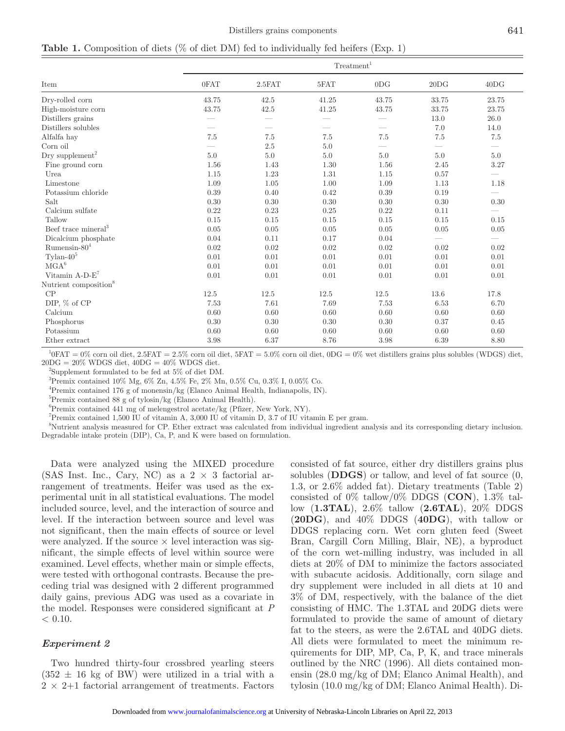**Table 1.** Composition of diets (% of diet DM) fed to individually fed heifers (Exp. 1)

| Item | Treatment[1] | | | | | |
|---|---|---|---|---|---|---|
| | 0FAT | 2.5FAT | 5FAT | 0DG | 20DG | 40DG |
| Dry-rolled corn | 43.75 | 42.5 | 41.25 | 43.75 | 33.75 | 23.75 |
| High-moisture corn | 43.75 | 42.5 | 41.25 | 43.75 | 33.75 | 23.75 |
| Distillers grains | — | — | — | — | 13.0 | 26.0 |
| Distillers solubles | — | — | — | — | 7.0 | 14.0 |
| Alfalfa hay | 7.5 | 7.5 | 7.5 | 7.5 | 7.5 | 7.5 |
| Corn oil | — | 2.5 | 5.0 | — | — | — |
| Dry supplement[2] | 5.0 | 5.0 | 5.0 | 5.0 | 5.0 | 5.0 |
| Fine ground corn | 1.56 | 1.43 | 1.30 | 1.56 | 2.45 | 3.27 |
| Urea | 1.15 | 1.23 | 1.31 | 1.15 | 0.57 | — |
| Limestone | 1.09 | 1.05 | 1.00 | 1.09 | 1.13 | 1.18 |
| Potassium chloride | 0.39 | 0.40 | 0.42 | 0.39 | 0.19 | — |
| Salt | 0.30 | 0.30 | 0.30 | 0.30 | 0.30 | 0.30 |
| Calcium sulfate | 0.22 | 0.23 | 0.25 | 0.22 | 0.11 | — |
| Tallow | 0.15 | 0.15 | 0.15 | 0.15 | 0.15 | 0.15 |
| Beef trace mineral[3] | 0.05 | 0.05 | 0.05 | 0.05 | 0.05 | 0.05 |
| Dicalcium phosphate | 0.04 | 0.11 | 0.17 | 0.04 | — | — |
| Rumensin-80[4] | 0.02 | 0.02 | 0.02 | 0.02 | 0.02 | 0.02 |
| Tylan-40[5] | 0.01 | 0.01 | 0.01 | 0.01 | 0.01 | 0.01 |
| MGA[6] | 0.01 | 0.01 | 0.01 | 0.01 | 0.01 | 0.01 |
| Vitamin A-D-E[7] | 0.01 | 0.01 | 0.01 | 0.01 | 0.01 | 0.01 |
| Nutrient composition[8] | | | | | | |
| CP | 12.5 | 12.5 | 12.5 | 12.5 | 13.6 | 17.8 |
| DIP, % of CP | 7.53 | 7.61 | 7.69 | 7.53 | 6.53 | 6.70 |
| Calcium | 0.60 | 0.60 | 0.60 | 0.60 | 0.60 | 0.60 |
| Phosphorus | 0.30 | 0.30 | 0.30 | 0.30 | 0.37 | 0.45 |
| Potassium | 0.60 | 0.60 | 0.60 | 0.60 | 0.60 | 0.60 |
| Ether extract | 3.98 | 6.37 | 8.76 | 3.98 | 6.39 | 8.80 |

[1]0FAT = 0% corn oil diet, 2.5FAT = 2.5% corn oil diet, 5FAT = 5.0% corn oil diet, 0DG = 0% wet distillers grains plus solubles (WDGS) diet, 20DG = 20% WDGS diet, 40DG = 40% WDGS diet.

[2]Supplement formulated to be fed at 5% of diet DM.

[3]Premix contained 10% Mg, 6% Zn, 4.5% Fe, 2% Mn, 0.5% Cu, 0.3% I, 0.05% Co.

[4]Premix contained 176 g of monensin/kg (Elanco Animal Health, Indianapolis, IN).

[5]Premix contained 88 g of tylosin/kg (Elanco Animal Health).

[6]Premix contained 441 mg of melengestrol acetate/kg (Pfizer, New York, NY).

[7]Premix contained 1,500 IU of vitamin A, 3,000 IU of vitamin D, 3.7 of IU vitamin E per gram.

[8]Nutrient analysis measured for CP. Ether extract was calculated from individual ingredient analysis and its corresponding dietary inclusion. Degradable intake protein (DIP), Ca, P, and K were based on formulation.

Data were analyzed using the MIXED procedure (SAS Inst. Inc., Cary, NC) as a 2 × 3 factorial arrangement of treatments. Heifer was used as the experimental unit in all statistical evaluations. The model included source, level, and the interaction of source and level. If the interaction between source and level was not significant, then the main effects of source or level were analyzed. If the source × level interaction was significant, the simple effects of level within source were examined. Level effects, whether main or simple effects, were tested with orthogonal contrasts. Because the preceding trial was designed with 2 different programmed daily gains, previous ADG was used as a covariate in the model. Responses were considered significant at $P < 0.10$.

### *Experiment 2*

Two hundred thirty-four crossbred yearling steers (352 ± 16 kg of BW) were utilized in a trial with a 2 × 2+1 factorial arrangement of treatments. Factors consisted of fat source, either dry distillers grains plus solubles (**DDGS**) or tallow, and level of fat source (0, 1.3, or 2.6% added fat). Dietary treatments (Table 2) consisted of 0% tallow/0% DDGS (**CON**), 1.3% tallow (**1.3TAL**), 2.6% tallow (**2.6TAL**), 20% DDGS (**20DG**), and 40% DDGS (**40DG**), with tallow or DDGS replacing corn. Wet corn gluten feed (Sweet Bran, Cargill Corn Milling, Blair, NE), a byproduct of the corn wet-milling industry, was included in all diets at 20% of DM to minimize the factors associated with subacute acidosis. Additionally, corn silage and dry supplement were included in all diets at 10 and 3% of DM, respectively, with the balance of the diet consisting of HMC. The 1.3TAL and 20DG diets were formulated to provide the same of amount of dietary fat to the steers, as were the 2.6TAL and 40DG diets. All diets were formulated to meet the minimum requirements for DIP, MP, Ca, P, K, and trace minerals outlined by the NRC (1996). All diets contained monensin (28.0 mg/kg of DM; Elanco Animal Health), and tylosin (10.0 mg/kg of DM; Elanco Animal Health). Di-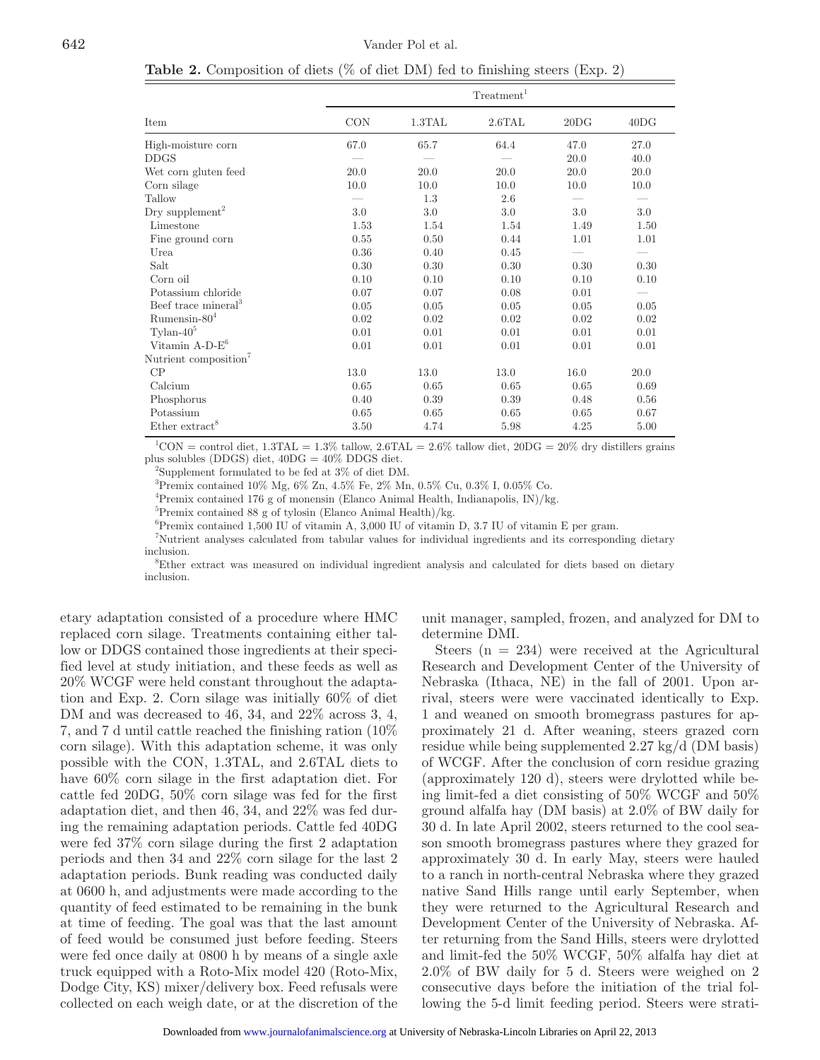**Table 2.** Composition of diets (% of diet DM) fed to finishing steers (Exp. 2)

| Item | Treatment[1] | | | | |
|---|---|---|---|---|---|
| | CON | 1.3TAL | 2.6TAL | 20DG | 40DG |
| High-moisture corn | 67.0 | 65.7 | 64.4 | 47.0 | 27.0 |
| DDGS | — | — | — | 20.0 | 40.0 |
| Wet corn gluten feed | 20.0 | 20.0 | 20.0 | 20.0 | 20.0 |
| Corn silage | 10.0 | 10.0 | 10.0 | 10.0 | 10.0 |
| Tallow | — | 1.3 | 2.6 | — | — |
| Dry supplement[2] | 3.0 | 3.0 | 3.0 | 3.0 | 3.0 |
| Limestone | 1.53 | 1.54 | 1.54 | 1.49 | 1.50 |
| Fine ground corn | 0.55 | 0.50 | 0.44 | 1.01 | 1.01 |
| Urea | 0.36 | 0.40 | 0.45 | — | — |
| Salt | 0.30 | 0.30 | 0.30 | 0.30 | 0.30 |
| Corn oil | 0.10 | 0.10 | 0.10 | 0.10 | 0.10 |
| Potassium chloride | 0.07 | 0.07 | 0.08 | 0.01 | — |
| Beef trace mineral[3] | 0.05 | 0.05 | 0.05 | 0.05 | 0.05 |
| Rumensin-80[4] | 0.02 | 0.02 | 0.02 | 0.02 | 0.02 |
| Tylan-40[5] | 0.01 | 0.01 | 0.01 | 0.01 | 0.01 |
| Vitamin A-D-E[6] | 0.01 | 0.01 | 0.01 | 0.01 | 0.01 |
| Nutrient composition[7] | | | | | |
| CP | 13.0 | 13.0 | 13.0 | 16.0 | 20.0 |
| Calcium | 0.65 | 0.65 | 0.65 | 0.65 | 0.69 |
| Phosphorus | 0.40 | 0.39 | 0.39 | 0.48 | 0.56 |
| Potassium | 0.65 | 0.65 | 0.65 | 0.65 | 0.67 |
| Ether extract[8] | 3.50 | 4.74 | 5.98 | 4.25 | 5.00 |

[1]CON = control diet, 1.3TAL = 1.3% tallow, 2.6TAL = 2.6% tallow diet, 20DG = 20% dry distillers grains plus solubles (DDGS) diet, 40DG = 40% DDGS diet.

[2]Supplement formulated to be fed at 3% of diet DM.

[3]Premix contained 10% Mg, 6% Zn, 4.5% Fe, 2% Mn, 0.5% Cu, 0.3% I, 0.05% Co.

[4]Premix contained 176 g of monensin (Elanco Animal Health, Indianapolis, IN)/kg.

[5]Premix contained 88 g of tylosin (Elanco Animal Health)/kg.

[6]Premix contained 1,500 IU of vitamin A, 3,000 IU of vitamin D, 3.7 IU of vitamin E per gram.

[7]Nutrient analyses calculated from tabular values for individual ingredients and its corresponding dietary inclusion.

[8]Ether extract was measured on individual ingredient analysis and calculated for diets based on dietary inclusion.

etary adaptation consisted of a procedure where HMC replaced corn silage. Treatments containing either tallow or DDGS contained those ingredients at their specified level at study initiation, and these feeds as well as 20% WCGF were held constant throughout the adaptation and Exp. 2. Corn silage was initially 60% of diet DM and was decreased to 46, 34, and 22% across 3, 4, 7, and 7 d until cattle reached the finishing ration (10% corn silage). With this adaptation scheme, it was only possible with the CON, 1.3TAL, and 2.6TAL diets to have 60% corn silage in the first adaptation diet. For cattle fed 20DG, 50% corn silage was fed for the first adaptation diet, and then 46, 34, and 22% was fed during the remaining adaptation periods. Cattle fed 40DG were fed 37% corn silage during the first 2 adaptation periods and then 34 and 22% corn silage for the last 2 adaptation periods. Bunk reading was conducted daily at 0600 h, and adjustments were made according to the quantity of feed estimated to be remaining in the bunk at time of feeding. The goal was that the last amount of feed would be consumed just before feeding. Steers were fed once daily at 0800 h by means of a single axle truck equipped with a Roto-Mix model 420 (Roto-Mix, Dodge City, KS) mixer/delivery box. Feed refusals were collected on each weigh date, or at the discretion of the unit manager, sampled, frozen, and analyzed for DM to determine DMI.

Steers (n = 234) were received at the Agricultural Research and Development Center of the University of Nebraska (Ithaca, NE) in the fall of 2001. Upon arrival, steers were vaccinated identically to Exp. 1 and weaned on smooth bromegrass pastures for approximately 21 d. After weaning, steers grazed corn residue while being supplemented 2.27 kg/d (DM basis) of WCGF. After the conclusion of corn residue grazing (approximately 120 d), steers were drylotted while being limit-fed a diet consisting of 50% WCGF and 50% ground alfalfa hay (DM basis) at 2.0% of BW daily for 30 d. In late April 2002, steers returned to the cool season smooth bromegrass pastures where they grazed for approximately 30 d. In early May, steers were hauled to a ranch in north-central Nebraska where they grazed native Sand Hills range until early September, when they were returned to the Agricultural Research and Development Center of the University of Nebraska. After returning from the Sand Hills, steers were drylotted and limit-fed the 50% WCGF, 50% alfalfa hay diet at 2.0% of BW daily for 5 d. Steers were weighed on 2 consecutive days before the initiation of the trial following the 5-d limit feeding period. Steers were strati-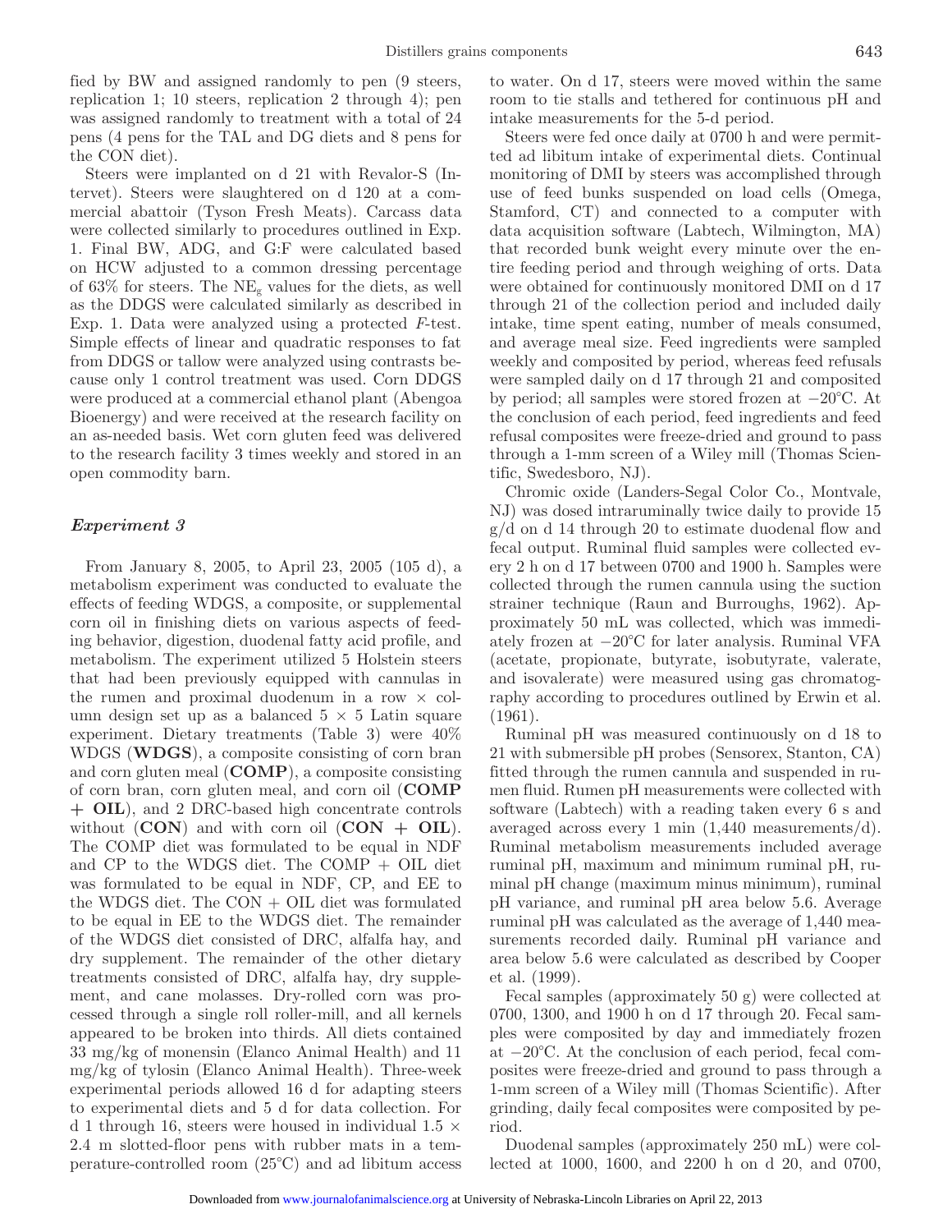fied by BW and assigned randomly to pen (9 steers, replication 1; 10 steers, replication 2 through 4); pen was assigned randomly to treatment with a total of 24 pens (4 pens for the TAL and DG diets and 8 pens for the CON diet).

Steers were implanted on d 21 with Revalor-S (Intervet). Steers were slaughtered on d 120 at a commercial abattoir (Tyson Fresh Meats). Carcass data were collected similarly to procedures outlined in Exp. 1. Final BW, ADG, and G:F were calculated based on HCW adjusted to a common dressing percentage of 63% for steers. The $NE_g$ values for the diets, as well as the DDGS were calculated similarly as described in Exp. 1. Data were analyzed using a protected $F$-test. Simple effects of linear and quadratic responses to fat from DDGS or tallow were analyzed using contrasts because only 1 control treatment was used. Corn DDGS were produced at a commercial ethanol plant (Abengoa Bioenergy) and were received at the research facility on an as-needed basis. Wet corn gluten feed was delivered to the research facility 3 times weekly and stored in an open commodity barn.

### *Experiment 3*

From January 8, 2005, to April 23, 2005 (105 d), a metabolism experiment was conducted to evaluate the effects of feeding WDGS, a composite, or supplemental corn oil in finishing diets on various aspects of feeding behavior, digestion, duodenal fatty acid profile, and metabolism. The experiment utilized 5 Holstein steers that had been previously equipped with cannulas in the rumen and proximal duodenum in a row × column design set up as a balanced 5 × 5 Latin square experiment. Dietary treatments (Table 3) were 40% WDGS (**WDGS**), a composite consisting of corn bran and corn gluten meal (**COMP**), a composite consisting of corn bran, corn gluten meal, and corn oil (**COMP + OIL**), and 2 DRC-based high concentrate controls without (**CON**) and with corn oil (**CON + OIL**). The COMP diet was formulated to be equal in NDF and CP to the WDGS diet. The COMP + OIL diet was formulated to be equal in NDF, CP, and EE to the WDGS diet. The CON + OIL diet was formulated to be equal in EE to the WDGS diet. The remainder of the WDGS diet consisted of DRC, alfalfa hay, and dry supplement. The remainder of the other dietary treatments consisted of DRC, alfalfa hay, dry supplement, and cane molasses. Dry-rolled corn was processed through a single roll roller-mill, and all kernels appeared to be broken into thirds. All diets contained 33 mg/kg of monensin (Elanco Animal Health) and 11 mg/kg of tylosin (Elanco Animal Health). Three-week experimental periods allowed 16 d for adapting steers to experimental diets and 5 d for data collection. For d 1 through 16, steers were housed in individual 1.5 × 2.4 m slotted-floor pens with rubber mats in a temperature-controlled room (25°C) and ad libitum access to water. On d 17, steers were moved within the same room to tie stalls and tethered for continuous pH and intake measurements for the 5-d period.

Steers were fed once daily at 0700 h and were permitted ad libitum intake of experimental diets. Continual monitoring of DMI by steers was accomplished through use of feed bunks suspended on load cells (Omega, Stamford, CT) and connected to a computer with data acquisition software (Labtech, Wilmington, MA) that recorded bunk weight every minute over the entire feeding period and through weighing of orts. Data were obtained for continuously monitored DMI on d 17 through 21 of the collection period and included daily intake, time spent eating, number of meals consumed, and average meal size. Feed ingredients were sampled weekly and composited by period, whereas feed refusals were sampled daily on d 17 through 21 and composited by period; all samples were stored frozen at −20°C. At the conclusion of each period, feed ingredients and feed refusal composites were freeze-dried and ground to pass through a 1-mm screen of a Wiley mill (Thomas Scientific, Swedesboro, NJ).

Chromic oxide (Landers-Segal Color Co., Montvale, NJ) was dosed intraruminally twice daily to provide 15 g/d on d 14 through 20 to estimate duodenal flow and fecal output. Ruminal fluid samples were collected every 2 h on d 17 between 0700 and 1900 h. Samples were collected through the rumen cannula using the suction strainer technique (Raun and Burroughs, 1962). Approximately 50 mL was collected, which was immediately frozen at −20°C for later analysis. Ruminal VFA (acetate, propionate, butyrate, isobutyrate, valerate, and isovalerate) were measured using gas chromatography according to procedures outlined by Erwin et al. (1961).

Ruminal pH was measured continuously on d 18 to 21 with submersible pH probes (Sensorex, Stanton, CA) fitted through the rumen cannula and suspended in rumen fluid. Rumen pH measurements were collected with software (Labtech) with a reading taken every 6 s and averaged across every 1 min (1,440 measurements/d). Ruminal metabolism measurements included average ruminal pH, maximum and minimum ruminal pH, ruminal pH change (maximum minus minimum), ruminal pH variance, and ruminal pH area below 5.6. Average ruminal pH was calculated as the average of 1,440 measurements recorded daily. Ruminal pH variance and area below 5.6 were calculated as described by Cooper et al. (1999).

Fecal samples (approximately 50 g) were collected at 0700, 1300, and 1900 h on d 17 through 20. Fecal samples were composited by day and immediately frozen at −20°C. At the conclusion of each period, fecal composites were freeze-dried and ground to pass through a 1-mm screen of a Wiley mill (Thomas Scientific). After grinding, daily fecal composites were composited by period.

Duodenal samples (approximately 250 mL) were collected at 1000, 1600, and 2200 h on d 20, and 0700,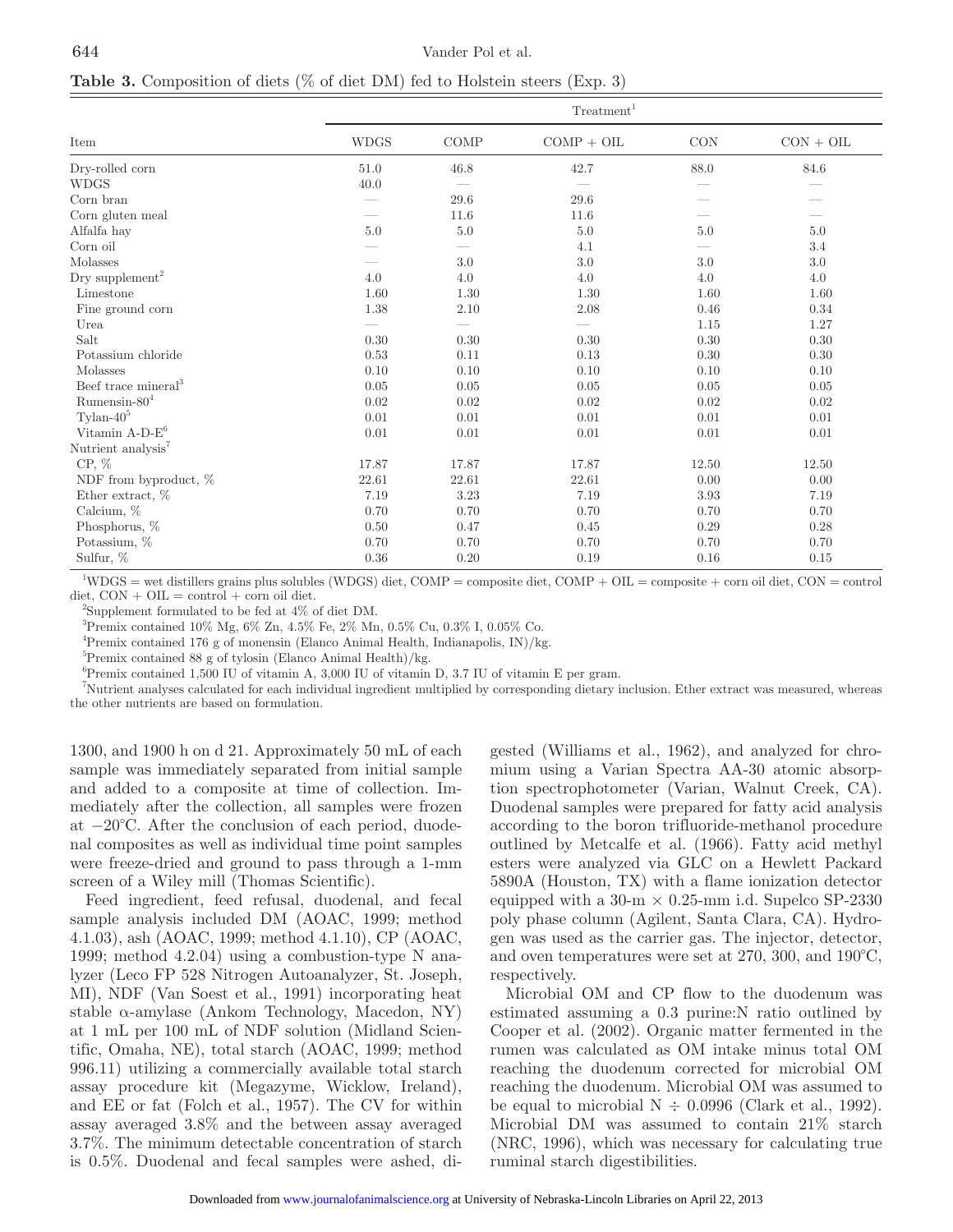**Table 3.** Composition of diets (% of diet DM) fed to Holstein steers (Exp. 3)

| Item | Treatment[1] | | | | |
|---|---|---|---|---|---|
| | WDGS | COMP | COMP + OIL | CON | CON + OIL |
| Dry-rolled corn | 51.0 | 46.8 | 42.7 | 88.0 | 84.6 |
| WDGS | 40.0 | — | — | — | — |
| Corn bran | — | 29.6 | 29.6 | — | — |
| Corn gluten meal | — | 11.6 | 11.6 | — | — |
| Alfalfa hay | 5.0 | 5.0 | 5.0 | 5.0 | 5.0 |
| Corn oil | — | — | 4.1 | — | 3.4 |
| Molasses | — | 3.0 | 3.0 | 3.0 | 3.0 |
| Dry supplement[2] | 4.0 | 4.0 | 4.0 | 4.0 | 4.0 |
| Limestone | 1.60 | 1.30 | 1.30 | 1.60 | 1.60 |
| Fine ground corn | 1.38 | 2.10 | 2.08 | 0.46 | 0.34 |
| Urea | — | — | — | 1.15 | 1.27 |
| Salt | 0.30 | 0.30 | 0.30 | 0.30 | 0.30 |
| Potassium chloride | 0.53 | 0.11 | 0.13 | 0.30 | 0.30 |
| Molasses | 0.10 | 0.10 | 0.10 | 0.10 | 0.10 |
| Beef trace mineral[3] | 0.05 | 0.05 | 0.05 | 0.05 | 0.05 |
| Rumensin-80[4] | 0.02 | 0.02 | 0.02 | 0.02 | 0.02 |
| Tylan-40[5] | 0.01 | 0.01 | 0.01 | 0.01 | 0.01 |
| Vitamin A-D-E[6] | 0.01 | 0.01 | 0.01 | 0.01 | 0.01 |
| Nutrient analysis[7] | | | | | |
| CP, % | 17.87 | 17.87 | 17.87 | 12.50 | 12.50 |
| NDF from byproduct, % | 22.61 | 22.61 | 22.61 | 0.00 | 0.00 |
| Ether extract, % | 7.19 | 3.23 | 7.19 | 3.93 | 7.19 |
| Calcium, % | 0.70 | 0.70 | 0.70 | 0.70 | 0.70 |
| Phosphorus, % | 0.50 | 0.47 | 0.45 | 0.29 | 0.28 |
| Potassium, % | 0.70 | 0.70 | 0.70 | 0.70 | 0.70 |
| Sulfur, % | 0.36 | 0.20 | 0.19 | 0.16 | 0.15 |

[1]WDGS = wet distillers grains plus solubles (WDGS) diet, COMP = composite diet, COMP + OIL = composite + corn oil diet, CON = control diet, CON + OIL = control + corn oil diet.

[2]Supplement formulated to be fed at 4% of diet DM.

[3]Premix contained 10% Mg, 6% Zn, 4.5% Fe, 2% Mn, 0.5% Cu, 0.3% I, 0.05% Co.

[4]Premix contained 176 g of monensin (Elanco Animal Health, Indianapolis, IN)/kg.

[5]Premix contained 88 g of tylosin (Elanco Animal Health)/kg.

[6]Premix contained 1,500 IU of vitamin A, 3,000 IU of vitamin D, 3.7 IU of vitamin E per gram.

[7]Nutrient analyses calculated for each individual ingredient multiplied by corresponding dietary inclusion. Ether extract was measured, whereas the other nutrients are based on formulation.

1300, and 1900 h on d 21. Approximately 50 mL of each sample was immediately separated from initial sample and added to a composite at time of collection. Immediately after the collection, all samples were frozen at −20°C. After the conclusion of each period, duodenal composites as well as individual time point samples were freeze-dried and ground to pass through a 1-mm screen of a Wiley mill (Thomas Scientific).

Feed ingredient, feed refusal, duodenal, and fecal sample analysis included DM (AOAC, 1999; method 4.1.03), ash (AOAC, 1999; method 4.1.10), CP (AOAC, 1999; method 4.2.04) using a combustion-type N analyzer (Leco FP 528 Nitrogen Autoanalyzer, St. Joseph, MI), NDF (Van Soest et al., 1991) incorporating heat stable α-amylase (Ankom Technology, Macedon, NY) at 1 mL per 100 mL of NDF solution (Midland Scientific, Omaha, NE), total starch (AOAC, 1999; method 996.11) utilizing a commercially available total starch assay procedure kit (Megazyme, Wicklow, Ireland), and EE or fat (Folch et al., 1957). The CV for within assay averaged 3.8% and the between assay averaged 3.7%. The minimum detectable concentration of starch is 0.5%. Duodenal and fecal samples were ashed, digested (Williams et al., 1962), and analyzed for chromium using a Varian Spectra AA-30 atomic absorption spectrophotometer (Varian, Walnut Creek, CA). Duodenal samples were prepared for fatty acid analysis according to the boron trifluoride-methanol procedure outlined by Metcalfe et al. (1966). Fatty acid methyl esters were analyzed via GLC on a Hewlett Packard 5890A (Houston, TX) with a flame ionization detector equipped with a 30-m × 0.25-mm i.d. Supelco SP-2330 poly phase column (Agilent, Santa Clara, CA). Hydrogen was used as the carrier gas. The injector, detector, and oven temperatures were set at 270, 300, and 190°C, respectively.

Microbial OM and CP flow to the duodenum was estimated assuming a 0.3 purine:N ratio outlined by Cooper et al. (2002). Organic matter fermented in the rumen was calculated as OM intake minus total OM reaching the duodenum corrected for microbial OM reaching the duodenum. Microbial OM was assumed to be equal to microbial N ÷ 0.0996 (Clark et al., 1992). Microbial DM was assumed to contain 21% starch (NRC, 1996), which was necessary for calculating true ruminal starch digestibilities.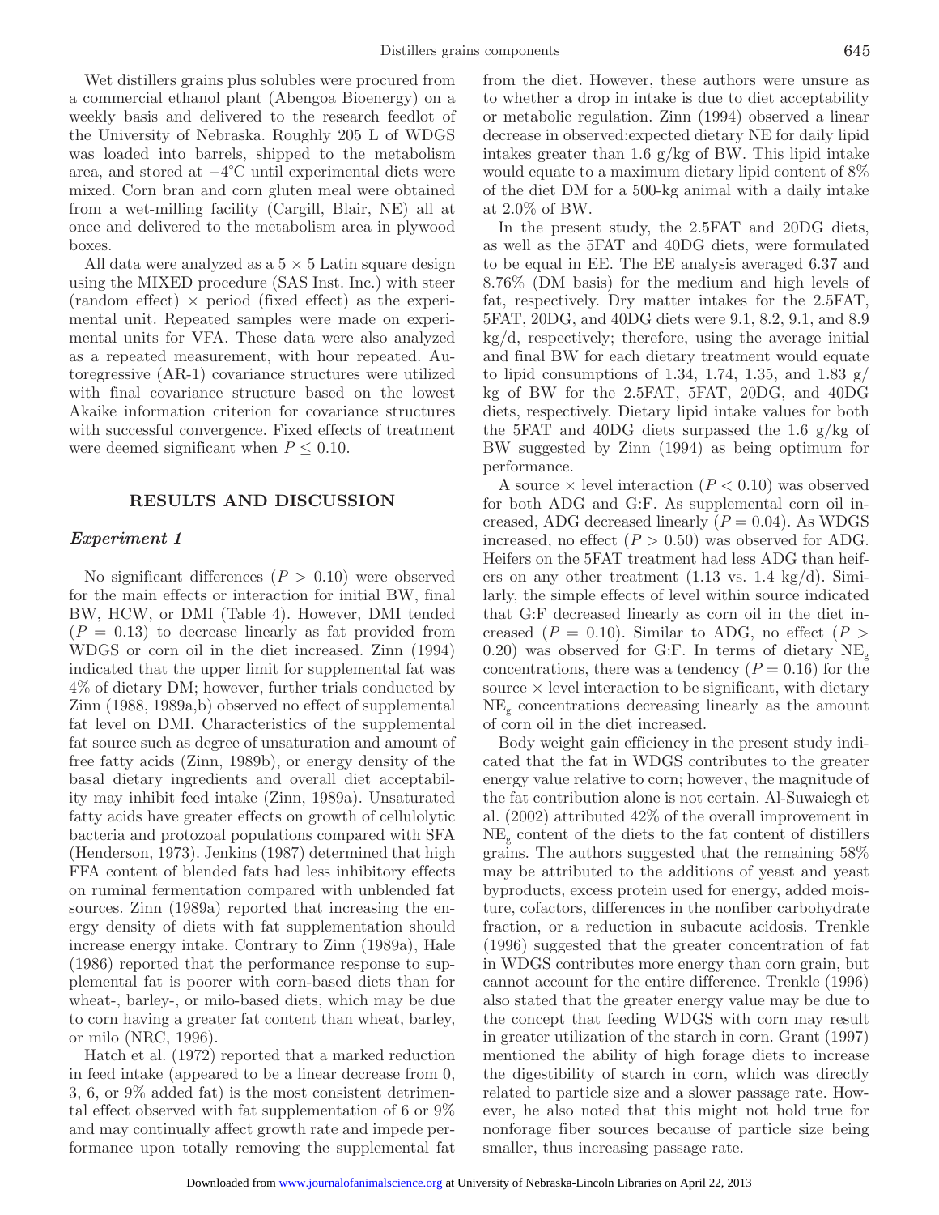Wet distillers grains plus solubles were procured from a commercial ethanol plant (Abengoa Bioenergy) on a weekly basis and delivered to the research feedlot of the University of Nebraska. Roughly 205 L of WDGS was loaded into barrels, shipped to the metabolism area, and stored at −4°C until experimental diets were mixed. Corn bran and corn gluten meal were obtained from a wet-milling facility (Cargill, Blair, NE) all at once and delivered to the metabolism area in plywood boxes.

All data were analyzed as a 5 × 5 Latin square design using the MIXED procedure (SAS Inst. Inc.) with steer (random effect) × period (fixed effect) as the experimental unit. Repeated samples were made on experimental units for VFA. These data were also analyzed as a repeated measurement, with hour repeated. Autoregressive (AR-1) covariance structures were utilized with final covariance structure based on the lowest Akaike information criterion for covariance structures with successful convergence. Fixed effects of treatment were deemed significant when $P \leq 0.10$.

## RESULTS AND DISCUSSION

### *Experiment 1*

No significant differences ($P > 0.10$) were observed for the main effects or interaction for initial BW, final BW, HCW, or DMI (Table 4). However, DMI tended ($P = 0.13$) to decrease linearly as fat provided from WDGS or corn oil in the diet increased. Zinn (1994) indicated that the upper limit for supplemental fat was 4% of dietary DM; however, further trials conducted by Zinn (1988, 1989a,b) observed no effect of supplemental fat level on DMI. Characteristics of the supplemental fat source such as degree of unsaturation and amount of free fatty acids (Zinn, 1989b), or energy density of the basal dietary ingredients and overall diet acceptability may inhibit feed intake (Zinn, 1989a). Unsaturated fatty acids have greater effects on growth of cellulolytic bacteria and protozoal populations compared with SFA (Henderson, 1973). Jenkins (1987) determined that high FFA content of blended fats had less inhibitory effects on ruminal fermentation compared with unblended fat sources. Zinn (1989a) reported that increasing the energy density of diets with fat supplementation should increase energy intake. Contrary to Zinn (1989a), Hale (1986) reported that the performance response to supplemental fat is poorer with corn-based diets than for wheat-, barley-, or milo-based diets, which may be due to corn having a greater fat content than wheat, barley, or milo (NRC, 1996).

Hatch et al. (1972) reported that a marked reduction in feed intake (appeared to be a linear decrease from 0, 3, 6, or 9% added fat) is the most consistent detrimental effect observed with fat supplementation of 6 or 9% and may continually affect growth rate and impede performance upon totally removing the supplemental fat from the diet. However, these authors were unsure as to whether a drop in intake is due to diet acceptability or metabolic regulation. Zinn (1994) observed a linear decrease in observed:expected dietary NE for daily lipid intakes greater than 1.6 g/kg of BW. This lipid intake would equate to a maximum dietary lipid content of 8% of the diet DM for a 500-kg animal with a daily intake at 2.0% of BW.

In the present study, the 2.5FAT and 20DG diets, as well as the 5FAT and 40DG diets, were formulated to be equal in EE. The EE analysis averaged 6.37 and 8.76% (DM basis) for the medium and high levels of fat, respectively. Dry matter intakes for the 2.5FAT, 5FAT, 20DG, and 40DG diets were 9.1, 8.2, 9.1, and 8.9 kg/d, respectively; therefore, using the average initial and final BW for each dietary treatment would equate to lipid consumptions of 1.34, 1.74, 1.35, and 1.83 g/kg of BW for the 2.5FAT, 5FAT, 20DG, and 40DG diets, respectively. Dietary lipid intake values for both the 5FAT and 40DG diets surpassed the 1.6 g/kg of BW suggested by Zinn (1994) as being optimum for performance.

A source × level interaction ($P < 0.10$) was observed for both ADG and G:F. As supplemental corn oil increased, ADG decreased linearly ($P = 0.04$). As WDGS increased, no effect ($P > 0.50$) was observed for ADG. Heifers on the 5FAT treatment had less ADG than heifers on any other treatment (1.13 vs. 1.4 kg/d). Similarly, the simple effects of level within source indicated that G:F decreased linearly as corn oil in the diet increased ($P = 0.10$). Similar to ADG, no effect ($P > 0.20$) was observed for G:F. In terms of dietary $NE_g$ concentrations, there was a tendency ($P = 0.16$) for the source × level interaction to be significant, with dietary $NE_g$ concentrations decreasing linearly as the amount of corn oil in the diet increased.

Body weight gain efficiency in the present study indicated that the fat in WDGS contributes to the greater energy value relative to corn; however, the magnitude of the fat contribution alone is not certain. Al-Suwaiegh et al. (2002) attributed 42% of the overall improvement in $NE_g$ content of the diets to the fat content of distillers grains. The authors suggested that the remaining 58% may be attributed to the additions of yeast and yeast byproducts, excess protein used for energy, added moisture, cofactors, differences in the nonfiber carbohydrate fraction, or a reduction in subacute acidosis. Trenkle (1996) suggested that the greater concentration of fat in WDGS contributes more energy than corn grain, but cannot account for the entire difference. Trenkle (1996) also stated that the greater energy value may be due to the concept that feeding WDGS with corn may result in greater utilization of the starch in corn. Grant (1997) mentioned the ability of high forage diets to increase the digestibility of starch in corn, which was directly related to particle size and a slower passage rate. However, he also noted that this might not hold true for nonforage fiber sources because of particle size being smaller, thus increasing passage rate.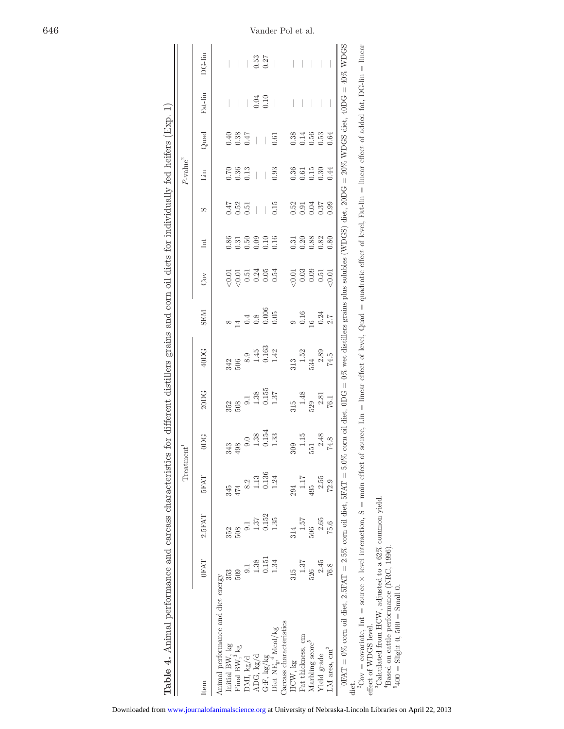**Table 4.** Animal performance and carcass characteristics for different distillers grains and corn oil diets for individually fed heifers (Exp. 1)

| Item | Treatment[1] | | | | | | SEM | $P$-value[2] | | | | | | | |
|---|---|---|---|---|---|---|---|---|---|---|---|---|---|---|---|
| | 0FAT | 2.5FAT | 5FAT | 0DG | 20DG | 40DG | | Cov | Int | S | Lin | Quad | Fat-lin | DG-lin |
| Animal performance and diet energy | | | | | | | | | | | | | | |
| Initial BW, kg | 353 | 352 | 345 | 343 | 352 | 342 | 8 | <0.01 | 0.86 | 0.47 | 0.70 | 0.40 | — | — |
| Final BW,[3] kg | 509 | 508 | 474 | 498 | 508 | 506 | 14 | <0.01 | 0.31 | 0.52 | 0.36 | 0.38 | — | — |
| DMI, kg/d | 9.1 | 9.1 | 8.2 | 9.0 | 9.1 | 8.9 | 0.4 | 0.51 | 0.50 | 0.51 | 0.13 | 0.47 | — | — |
| ADG, kg/d | 1.38 | 1.37 | 1.13 | 1.38 | 1.38 | 1.45 | 0.8 | 0.24 | 0.09 | — | — | — | 0.04 | 0.53 |
| G:F, kg/kg | 0.151 | 0.152 | 0.136 | 0.154 | 0.155 | 0.163 | 0.006 | 0.05 | 0.10 | — | — | — | 0.10 | 0.27 |
| Diet $NE_g$,[4] Mcal/kg | 1.34 | 1.35 | 1.24 | 1.33 | 1.37 | 1.42 | 0.05 | 0.54 | 0.16 | 0.15 | 0.93 | 0.61 | — | — |
| Carcass characteristics | | | | | | | | | | | | | | |
| HCW, kg | 315 | 314 | 294 | 309 | 315 | 313 | 9 | <0.01 | 0.31 | 0.52 | 0.36 | 0.38 | — | — |
| Fat thickness, cm | 1.37 | 1.57 | 1.17 | 1.15 | 1.48 | 1.52 | 0.16 | 0.03 | 0.20 | 0.91 | 0.61 | 0.14 | — | — |
| Marbling score[5] | 526 | 506 | 495 | 551 | 529 | 534 | 16 | 0.09 | 0.88 | 0.04 | 0.15 | 0.56 | — | — |
| Yield grade | 2.45 | 2.65 | 2.55 | 2.48 | 2.81 | 2.89 | 0.24 | 0.51 | 0.82 | 0.37 | 0.30 | 0.53 | — | — |
| LM area, cm$^2$ | 76.8 | 75.6 | 72.9 | 74.8 | 76.1 | 74.5 | 2.7 | <0.01 | 0.80 | 0.99 | 0.44 | 0.64 | — | — |

[1]0FAT = 0% corn oil diet, 2.5FAT = 2.5% corn oil diet, 5FAT = 5.0% corn oil diet, 0DG = 0% wet distillers grains plus solubles (WDGS) diet, 20DG = 20% WDGS diet, 40DG = 40% WDGS diet.

[2]Cov = covariate, Int = source × level interaction, S = main effect of source, Lin = linear effect of level, Quad = quadratic effect of level, Fat-lin = linear effect of added fat, DG-lin = linear effect of WDGS level.

[3]Calculated from HCW, adjusted to a 62% common yield.

[4]Based on cattle performance (NRC, 1996).

[5]400 = Slight 0, 500 = Small 0.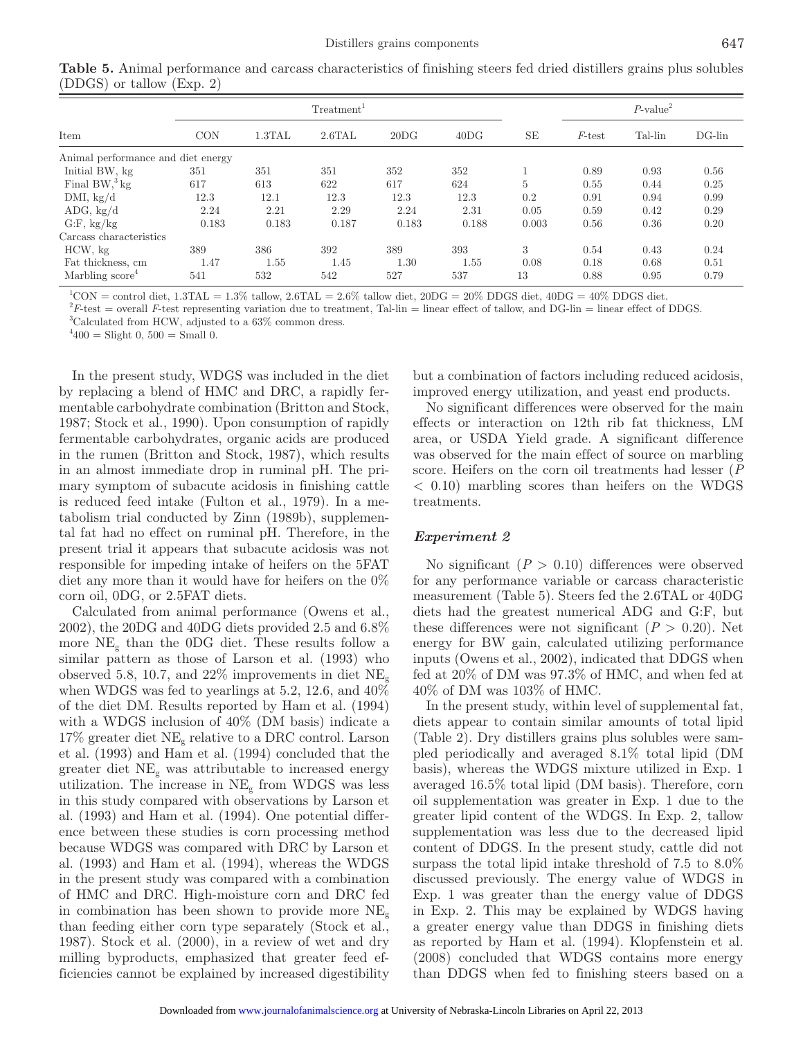**Table 5.** Animal performance and carcass characteristics of finishing steers fed dried distillers grains plus solubles (DDGS) or tallow (Exp. 2)

| Item | Treatment[1] | | | | | SE | $P$-value[2] | | |
|---|---|---|---|---|---|---|---|---|---|
| | CON | 1.3TAL | 2.6TAL | 20DG | 40DG | | $F$-test | Tal-lin | DG-lin |
| Animal performance and diet energy | | | | | | | | | |
| Initial BW, kg | 351 | 351 | 351 | 352 | 352 | 1 | 0.89 | 0.93 | 0.56 |
| Final BW,[3] kg | 617 | 613 | 622 | 617 | 624 | 5 | 0.55 | 0.44 | 0.25 |
| DMI, kg/d | 12.3 | 12.1 | 12.3 | 12.3 | 12.3 | 0.2 | 0.91 | 0.94 | 0.99 |
| ADG, kg/d | 2.24 | 2.21 | 2.29 | 2.24 | 2.31 | 0.05 | 0.59 | 0.42 | 0.29 |
| G:F, kg/kg | 0.183 | 0.183 | 0.187 | 0.183 | 0.188 | 0.003 | 0.56 | 0.36 | 0.20 |
| Carcass characteristics | | | | | | | | | |
| HCW, kg | 389 | 386 | 392 | 389 | 393 | 3 | 0.54 | 0.43 | 0.24 |
| Fat thickness, cm | 1.47 | 1.55 | 1.45 | 1.30 | 1.55 | 0.08 | 0.18 | 0.68 | 0.51 |
| Marbling score[4] | 541 | 532 | 542 | 527 | 537 | 13 | 0.88 | 0.95 | 0.79 |

[1]CON = control diet, 1.3TAL = 1.3% tallow, 2.6TAL = 2.6% tallow diet, 20DG = 20% DDGS diet, 40DG = 40% DDGS diet.

[2]$F$-test = overall $F$-test representing variation due to treatment, Tal-lin = linear effect of tallow, and DG-lin = linear effect of DDGS.

[3]Calculated from HCW, adjusted to a 63% common dress.

[4]400 = Slight 0, 500 = Small 0.

In the present study, WDGS was included in the diet by replacing a blend of HMC and DRC, a rapidly fermentable carbohydrate combination (Britton and Stock, 1987; Stock et al., 1990). Upon consumption of rapidly fermentable carbohydrates, organic acids are produced in the rumen (Britton and Stock, 1987), which results in an almost immediate drop in ruminal pH. The primary symptom of subacute acidosis in finishing cattle is reduced feed intake (Fulton et al., 1979). In a metabolism trial conducted by Zinn (1989b), supplemental fat had no effect on ruminal pH. Therefore, in the present trial it appears that subacute acidosis was not responsible for impeding intake of heifers on the 5FAT diet any more than it would have for heifers on the 0% corn oil, 0DG, or 2.5FAT diets.

Calculated from animal performance (Owens et al., 2002), the 20DG and 40DG diets provided 2.5 and 6.8% more $NE_g$ than the 0DG diet. These results follow a similar pattern as those of Larson et al. (1993) who observed 5.8, 10.7, and 22% improvements in diet $NE_g$ when WDGS was fed to yearlings at 5.2, 12.6, and 40% of the diet DM. Results reported by Ham et al. (1994) with a WDGS inclusion of 40% (DM basis) indicate a 17% greater diet $NE_g$ relative to a DRC control. Larson et al. (1993) and Ham et al. (1994) concluded that the greater diet $NE_g$ was attributable to increased energy utilization. The increase in $NE_g$ from WDGS was less in this study compared with observations by Larson et al. (1993) and Ham et al. (1994). One potential difference between these studies is corn processing method because WDGS was compared with DRC by Larson et al. (1993) and Ham et al. (1994), whereas the WDGS in the present study was compared with a combination of HMC and DRC. High-moisture corn and DRC fed in combination has been shown to provide more $NE_g$ than feeding either corn type separately (Stock et al., 1987). Stock et al. (2000), in a review of wet and dry milling byproducts, emphasized that greater feed efficiencies cannot be explained by increased digestibility but a combination of factors including reduced acidosis, improved energy utilization, and yeast end products.

No significant differences were observed for the main effects or interaction on 12th rib fat thickness, LM area, or USDA Yield grade. A significant difference was observed for the main effect of source on marbling score. Heifers on the corn oil treatments had lesser ($P < 0.10$) marbling scores than heifers on the WDGS treatments.

### *Experiment 2*

No significant ($P > 0.10$) differences were observed for any performance variable or carcass characteristic measurement (Table 5). Steers fed the 2.6TAL or 40DG diets had the greatest numerical ADG and G:F, but these differences were not significant ($P > 0.20$). Net energy for BW gain, calculated utilizing performance inputs (Owens et al., 2002), indicated that DDGS when fed at 20% of DM was 97.3% of HMC, and when fed at 40% of DM was 103% of HMC.

In the present study, within level of supplemental fat, diets appear to contain similar amounts of total lipid (Table 2). Dry distillers grains plus solubles were sampled periodically and averaged 8.1% total lipid (DM basis), whereas the WDGS mixture utilized in Exp. 1 averaged 16.5% total lipid (DM basis). Therefore, corn oil supplementation was greater in Exp. 1 due to the greater lipid content of the WDGS. In Exp. 2, tallow supplementation was less due to the decreased lipid content of DDGS. In the present study, cattle did not surpass the total lipid intake threshold of 7.5 to 8.0% discussed previously. The energy value of WDGS in Exp. 1 was greater than the energy value of DDGS in Exp. 2. This may be explained by WDGS having a greater energy value than DDGS in finishing diets as reported by Ham et al. (1994). Klopfenstein et al. (2008) concluded that WDGS contains more energy than DDGS when fed to finishing steers based on a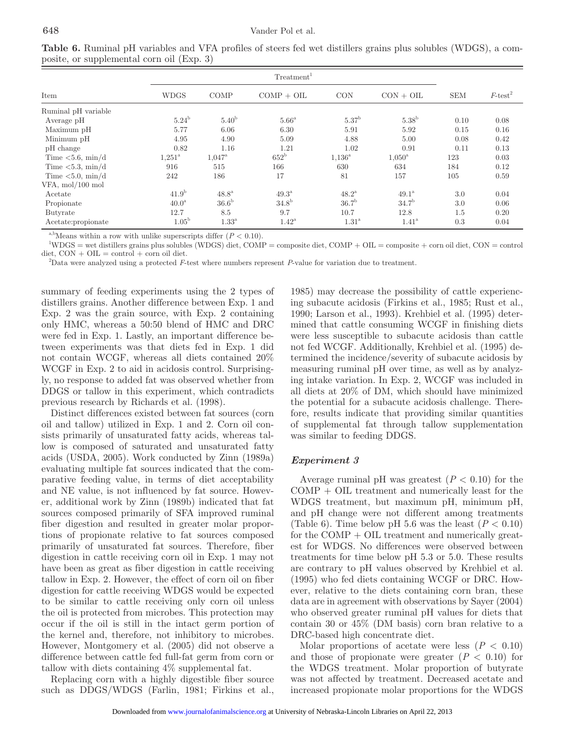**Table 6.** Ruminal pH variables and VFA profiles of steers fed wet distillers grains plus solubles (WDGS), a composite, or supplemental corn oil (Exp. 3)

| Item | Treatment[1] | | | | | SEM | $F$-test[2] |
|---|---|---|---|---|---|---|---|
| | WDGS | COMP | COMP + OIL | CON | CON + OIL | | |
| Ruminal pH variable | | | | | | | |
| Average pH | 5.24[b] | 5.40[b] | 5.66[a] | 5.37[b] | 5.38[b] | 0.10 | 0.08 |
| Maximum pH | 5.77 | 6.06 | 6.30 | 5.91 | 5.92 | 0.15 | 0.16 |
| Minimum pH | 4.95 | 4.90 | 5.09 | 4.88 | 5.00 | 0.08 | 0.42 |
| pH change | 0.82 | 1.16 | 1.21 | 1.02 | 0.91 | 0.11 | 0.13 |
| Time <5.6, min/d | 1,251[a] | 1,047[a] | 652[b] | 1,136[a] | 1,050[a] | 123 | 0.03 |
| Time <5.3, min/d | 916 | 515 | 166 | 630 | 634 | 184 | 0.12 |
| Time <5.0, min/d | 242 | 186 | 17 | 81 | 157 | 105 | 0.59 |
| VFA, mol/100 mol | | | | | | | |
| Acetate | 41.9[b] | 48.8[a] | 49.3[a] | 48.2[a] | 49.1[a] | 3.0 | 0.04 |
| Propionate | 40.0[a] | 36.6[b] | 34.8[b] | 36.7[b] | 34.7[b] | 3.0 | 0.06 |
| Butyrate | 12.7 | 8.5 | 9.7 | 10.7 | 12.8 | 1.5 | 0.20 |
| Acetate:propionate | 1.05[b] | 1.33[a] | 1.42[a] | 1.31[a] | 1.41[a] | 0.3 | 0.04 |

[a,b]Means within a row with unlike superscripts differ ($P < 0.10$).

[1]WDGS = wet distillers grains plus solubles (WDGS) diet, COMP = composite diet, COMP + OIL = composite + corn oil diet, CON = control diet, CON + OIL = control + corn oil diet.

[2]Data were analyzed using a protected $F$-test where numbers represent $P$-value for variation due to treatment.

summary of feeding experiments using the 2 types of distillers grains. Another difference between Exp. 1 and Exp. 2 was the grain source, with Exp. 2 containing only HMC, whereas a 50:50 blend of HMC and DRC were fed in Exp. 1. Lastly, an important difference between experiments was that diets fed in Exp. 1 did not contain WCGF, whereas all diets contained 20% WCGF in Exp. 2 to aid in acidosis control. Surprisingly, no response to added fat was observed whether from DDGS or tallow in this experiment, which contradicts previous research by Richards et al. (1998).

Distinct differences existed between fat sources (corn oil and tallow) utilized in Exp. 1 and 2. Corn oil consists primarily of unsaturated fatty acids, whereas tallow is composed of saturated and unsaturated fatty acids (USDA, 2005). Work conducted by Zinn (1989a) evaluating multiple fat sources indicated that the comparative feeding value, in terms of diet acceptability and NE value, is not influenced by fat source. However, additional work by Zinn (1989b) indicated that fat sources composed primarily of SFA improved ruminal fiber digestion and resulted in greater molar proportions of propionate relative to fat sources composed primarily of unsaturated fat sources. Therefore, fiber digestion in cattle receiving corn oil in Exp. 1 may not have been as great as fiber digestion in cattle receiving tallow in Exp. 2. However, the effect of corn oil on fiber digestion for cattle receiving WDGS would be expected to be similar to cattle receiving only corn oil unless the oil is protected from microbes. This protection may occur if the oil is still in the intact germ portion of the kernel and, therefore, not inhibitory to microbes. However, Montgomery et al. (2005) did not observe a difference between cattle fed full-fat germ from corn or tallow with diets containing 4% supplemental fat.

Replacing corn with a highly digestible fiber source such as DDGS/WDGS (Farlin, 1981; Firkins et al., 1985) may decrease the possibility of cattle experiencing subacute acidosis (Firkins et al., 1985; Rust et al., 1990; Larson et al., 1993). Krehbiel et al. (1995) determined that cattle consuming WCGF in finishing diets were less susceptible to subacute acidosis than cattle not fed WCGF. Additionally, Krehbiel et al. (1995) determined the incidence/severity of subacute acidosis by measuring ruminal pH over time, as well as by analyzing intake variation. In Exp. 2, WCGF was included in all diets at 20% of DM, which should have minimized the potential for a subacute acidosis challenge. Therefore, results indicate that providing similar quantities of supplemental fat through tallow supplementation was similar to feeding DDGS.

### *Experiment 3*

Average ruminal pH was greatest ($P < 0.10$) for the COMP + OIL treatment and numerically least for the WDGS treatment, but maximum pH, minimum pH, and pH change were not different among treatments (Table 6). Time below pH 5.6 was the least ($P < 0.10$) for the COMP + OIL treatment and numerically greatest for WDGS. No differences were observed between treatments for time below pH 5.3 or 5.0. These results are contrary to pH values observed by Krehbiel et al. (1995) who fed diets containing WCGF or DRC. However, relative to the diets containing corn bran, these data are in agreement with observations by Sayer (2004) who observed greater ruminal pH values for diets that contain 30 or 45% (DM basis) corn bran relative to a DRC-based high concentrate diet.

Molar proportions of acetate were less ($P < 0.10$) and those of propionate were greater ($P < 0.10$) for the WDGS treatment. Molar proportion of butyrate was not affected by treatment. Decreased acetate and increased propionate molar proportions for the WDGS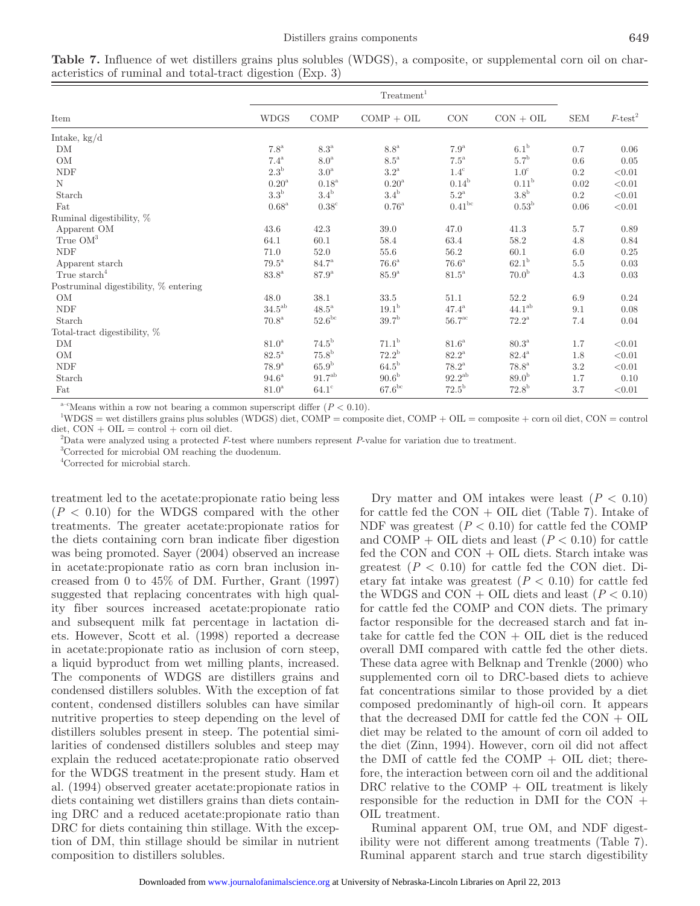**Table 7.** Influence of wet distillers grains plus solubles (WDGS), a composite, or supplemental corn oil on characteristics of ruminal and total-tract digestion (Exp. 3)

| Item | Treatment[1] | | | | | SEM | *F*-test[2] |
|---|---|---|---|---|---|---|---|
| | WDGS | COMP | COMP + OIL | CON | CON + OIL | | |
| Intake, kg/d | | | | | | | |
| DM | 7.8[a] | 8.3[a] | 8.8[a] | 7.9[a] | 6.1[b] | 0.7 | 0.06 |
| OM | 7.4[a] | 8.0[a] | 8.5[a] | 7.5[a] | 5.7[b] | 0.6 | 0.05 |
| NDF | 2.3[b] | 3.0[a] | 3.2[a] | 1.4[c] | 1.0[c] | 0.2 | <0.01 |
| N | 0.20[a] | 0.18[a] | 0.20[a] | 0.14[b] | 0.11[b] | 0.02 | <0.01 |
| Starch | 3.3[b] | 3.4[b] | 3.4[b] | 5.2[a] | 3.8[b] | 0.2 | <0.01 |
| Fat | 0.68[a] | 0.38[c] | 0.76[a] | 0.41[bc] | 0.53[b] | 0.06 | <0.01 |
| Ruminal digestibility, % | | | | | | | |
| Apparent OM | 43.6 | 42.3 | 39.0 | 47.0 | 41.3 | 5.7 | 0.89 |
| True OM[3] | 64.1 | 60.1 | 58.4 | 63.4 | 58.2 | 4.8 | 0.84 |
| NDF | 71.0 | 52.0 | 55.6 | 56.2 | 60.1 | 6.0 | 0.25 |
| Apparent starch | 79.5[a] | 84.7[a] | 76.6[a] | 76.6[a] | 62.1[b] | 5.5 | 0.03 |
| True starch[4] | 83.8[a] | 87.9[a] | 85.9[a] | 81.5[a] | 70.0[b] | 4.3 | 0.03 |
| Postruminal digestibility, % entering | | | | | | | |
| OM | 48.0 | 38.1 | 33.5 | 51.1 | 52.2 | 6.9 | 0.24 |
| NDF | 34.5[ab] | 48.5[a] | 19.1[b] | 47.4[a] | 44.1[ab] | 9.1 | 0.08 |
| Starch | 70.8[a] | 52.6[bc] | 39.7[b] | 56.7[ac] | 72.2[a] | 7.4 | 0.04 |
| Total-tract digestibility, % | | | | | | | |
| DM | 81.0[a] | 74.5[b] | 71.1[b] | 81.6[a] | 80.3[a] | 1.7 | <0.01 |
| OM | 82.5[a] | 75.8[b] | 72.2[b] | 82.2[a] | 82.4[a] | 1.8 | <0.01 |
| NDF | 78.9[a] | 65.9[b] | 64.5[b] | 78.2[a] | 78.8[a] | 3.2 | <0.01 |
| Starch | 94.6[a] | 91.7[ab] | 90.6[b] | 92.2[ab] | 89.0[b] | 1.7 | 0.10 |
| Fat | 81.0[a] | 64.1[c] | 67.6[bc] | 72.5[b] | 72.8[b] | 3.7 | <0.01 |

[a–c]Means within a row not bearing a common superscript differ ($P < 0.10$).

[1]WDGS = wet distillers grains plus solubles (WDGS) diet, COMP = composite diet, COMP + OIL = composite + corn oil diet, CON = control diet, CON + OIL = control + corn oil diet.

[2]Data were analyzed using a protected *F*-test where numbers represent *P*-value for variation due to treatment.

[3]Corrected for microbial OM reaching the duodenum.

[4]Corrected for microbial starch.

treatment led to the acetate:propionate ratio being less ($P < 0.10$) for the WDGS compared with the other treatments. The greater acetate:propionate ratios for the diets containing corn bran indicate fiber digestion was being promoted. Sayer (2004) observed an increase in acetate:propionate ratio as corn bran inclusion increased from 0 to 45% of DM. Further, Grant (1997) suggested that replacing concentrates with high quality fiber sources increased acetate:propionate ratio and subsequent milk fat percentage in lactation diets. However, Scott et al. (1998) reported a decrease in acetate:propionate ratio as inclusion of corn steep, a liquid byproduct from wet milling plants, increased. The components of WDGS are distillers grains and condensed distillers solubles. With the exception of fat content, condensed distillers solubles can have similar nutritive properties to steep depending on the level of distillers solubles present in steep. The potential similarities of condensed distillers solubles and steep may explain the reduced acetate:propionate ratio observed for the WDGS treatment in the present study. Ham et al. (1994) observed greater acetate:propionate ratios in diets containing wet distillers grains than diets containing DRC and a reduced acetate:propionate ratio than DRC for diets containing thin stillage. With the exception of DM, thin stillage should be similar in nutrient composition to distillers solubles.

Dry matter and OM intakes were least ($P < 0.10$) for cattle fed the CON + OIL diet (Table 7). Intake of NDF was greatest ($P < 0.10$) for cattle fed the COMP and COMP + OIL diets and least ($P < 0.10$) for cattle fed the CON and CON + OIL diets. Starch intake was greatest ($P < 0.10$) for cattle fed the CON diet. Dietary fat intake was greatest ($P < 0.10$) for cattle fed the WDGS and CON + OIL diets and least ($P < 0.10$) for cattle fed the COMP and CON diets. The primary factor responsible for the decreased starch and fat intake for cattle fed the CON + OIL diet is the reduced overall DMI compared with cattle fed the other diets. These data agree with Belknap and Trenkle (2000) who supplemented corn oil to DRC-based diets to achieve fat concentrations similar to those provided by a diet composed predominantly of high-oil corn. It appears that the decreased DMI for cattle fed the CON + OIL diet may be related to the amount of corn oil added to the diet (Zinn, 1994). However, corn oil did not affect the DMI of cattle fed the COMP + OIL diet; therefore, the interaction between corn oil and the additional DRC relative to the COMP + OIL treatment is likely responsible for the reduction in DMI for the CON + OIL treatment.

Ruminal apparent OM, true OM, and NDF digestibility were not different among treatments (Table 7). Ruminal apparent starch and true starch digestibility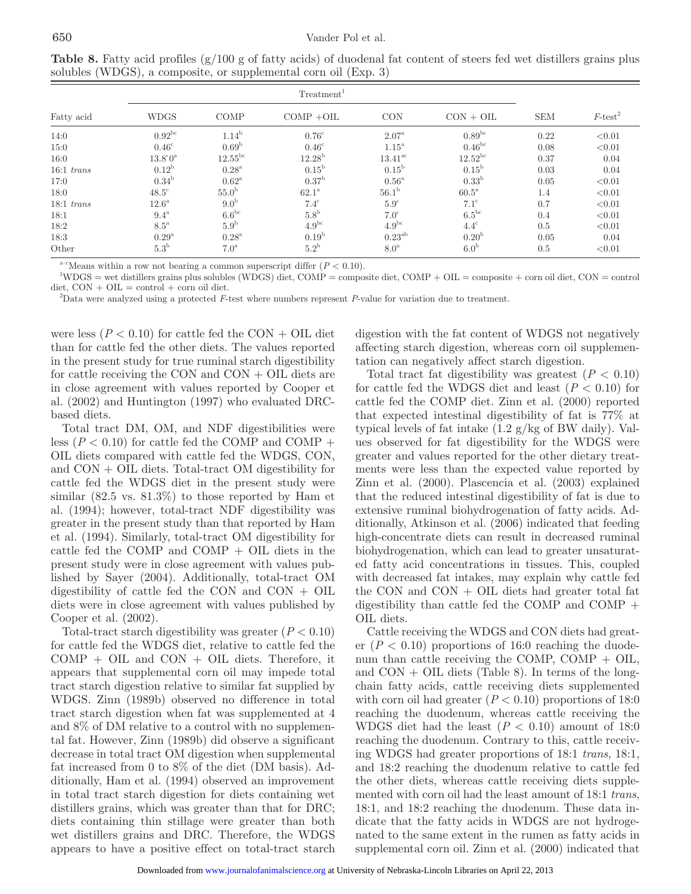**Table 8.** Fatty acid profiles (g/100 g of fatty acids) of duodenal fat content of steers fed wet distillers grains plus solubles (WDGS), a composite, or supplemental corn oil (Exp. 3)

| Fatty acid | Treatment[1] | | | | | SEM | $F$-test[2] |
|---|---|---|---|---|---|---|---|
| | WDGS | COMP | COMP +OIL | CON | CON + OIL | | |
| 14:0 | 0.92[bc] | 1.14[b] | 0.76[c] | 2.07[a] | 0.89[bc] | 0.22 | <0.01 |
| 15:0 | 0.46[c] | 0.69[b] | 0.46[c] | 1.15[a] | 0.46[bc] | 0.08 | <0.01 |
| 16:0 | 13.80[a] | 12.55[bc] | 12.28[b] | 13.41[ac] | 12.52[bc] | 0.37 | 0.04 |
| 16:1 *trans* | 0.12[b] | 0.28[a] | 0.15[b] | 0.15[b] | 0.15[b] | 0.03 | 0.04 |
| 17:0 | 0.34[b] | 0.62[a] | 0.37[b] | 0.56[a] | 0.33[b] | 0.05 | <0.01 |
| 18:0 | 48.5[c] | 55.0[b] | 62.1[a] | 56.1[b] | 60.5[a] | 1.4 | <0.01 |
| 18:1 *trans* | 12.6[a] | 9.0[b] | 7.4[c] | 5.9[c] | 7.1[c] | 0.7 | <0.01 |
| 18:1 | 9.4[a] | 6.6[bc] | 5.8[b] | 7.0[c] | 6.5[bc] | 0.4 | <0.01 |
| 18:2 | 8.5[a] | 5.9[b] | 4.9[bc] | 4.9[bc] | 4.4[c] | 0.5 | <0.01 |
| 18:3 | 0.29[a] | 0.28[a] | 0.19[b] | 0.23[ab] | 0.20[b] | 0.05 | 0.04 |
| Other | 5.3[b] | 7.0[a] | 5.2[b] | 8.0[a] | 6.0[b] | 0.5 | <0.01 |

[a–c]Means within a row not bearing a common superscript differ ($P < 0.10$).

[1]WDGS = wet distillers grains plus solubles (WDGS) diet, COMP = composite diet, COMP + OIL = composite + corn oil diet, CON = control diet, CON + OIL = control + corn oil diet.

[2]Data were analyzed using a protected $F$-test where numbers represent $P$-value for variation due to treatment.

were less ($P < 0.10$) for cattle fed the CON + OIL diet than for cattle fed the other diets. The values reported in the present study for true ruminal starch digestibility for cattle receiving the CON and CON + OIL diets are in close agreement with values reported by Cooper et al. (2002) and Huntington (1997) who evaluated DRC-based diets.

Total tract DM, OM, and NDF digestibilities were less ($P < 0.10$) for cattle fed the COMP and COMP + OIL diets compared with cattle fed the WDGS, CON, and CON + OIL diets. Total-tract OM digestibility for cattle fed the WDGS diet in the present study were similar (82.5 vs. 81.3%) to those reported by Ham et al. (1994); however, total-tract NDF digestibility was greater in the present study than that reported by Ham et al. (1994). Similarly, total-tract OM digestibility for cattle fed the COMP and COMP + OIL diets in the present study were in close agreement with values published by Sayer (2004). Additionally, total-tract OM digestibility of cattle fed the CON and CON + OIL diets were in close agreement with values published by Cooper et al. (2002).

Total-tract starch digestibility was greater ($P < 0.10$) for cattle fed the WDGS diet, relative to cattle fed the COMP + OIL and CON + OIL diets. Therefore, it appears that supplemental corn oil may impede total tract starch digestion relative to similar fat supplied by WDGS. Zinn (1989b) observed no difference in total tract starch digestion when fat was supplemented at 4 and 8% of DM relative to a control with no supplemental fat. However, Zinn (1989b) did observe a significant decrease in total tract OM digestion when supplemental fat increased from 0 to 8% of the diet (DM basis). Additionally, Ham et al. (1994) observed an improvement in total tract starch digestion for diets containing wet distillers grains, which was greater than that for DRC; diets containing thin stillage were greater than both wet distillers grains and DRC. Therefore, the WDGS appears to have a positive effect on total-tract starch digestion with the fat content of WDGS not negatively affecting starch digestion, whereas corn oil supplementation can negatively affect starch digestion.

Total tract fat digestibility was greatest ($P < 0.10$) for cattle fed the WDGS diet and least ($P < 0.10$) for cattle fed the COMP diet. Zinn et al. (2000) reported that expected intestinal digestibility of fat is 77% at typical levels of fat intake (1.2 g/kg of BW daily). Values observed for fat digestibility for the WDGS were greater and values reported for the other dietary treatments were less than the expected value reported by Zinn et al. (2000). Plascencia et al. (2003) explained that the reduced intestinal digestibility of fat is due to extensive ruminal biohydrogenation of fatty acids. Additionally, Atkinson et al. (2006) indicated that feeding high-concentrate diets can result in decreased ruminal biohydrogenation, which can lead to greater unsaturated fatty acid concentrations in tissues. This, coupled with decreased fat intakes, may explain why cattle fed the CON and CON + OIL diets had greater total fat digestibility than cattle fed the COMP and COMP + OIL diets.

Cattle receiving the WDGS and CON diets had greater ($P < 0.10$) proportions of 16:0 reaching the duodenum than cattle receiving the COMP, COMP + OIL, and CON + OIL diets (Table 8). In terms of the long-chain fatty acids, cattle receiving diets supplemented with corn oil had greater ($P < 0.10$) proportions of 18:0 reaching the duodenum, whereas cattle receiving the WDGS diet had the least ($P < 0.10$) amount of 18:0 reaching the duodenum. Contrary to this, cattle receiving WDGS had greater proportions of 18:1 *trans*, 18:1, and 18:2 reaching the duodenum relative to cattle fed the other diets, whereas cattle receiving diets supplemented with corn oil had the least amount of 18:1 *trans*, 18:1, and 18:2 reaching the duodenum. These data indicate that the fatty acids in WDGS are not hydrogenated to the same extent in the rumen as fatty acids in supplemental corn oil. Zinn et al. (2000) indicated that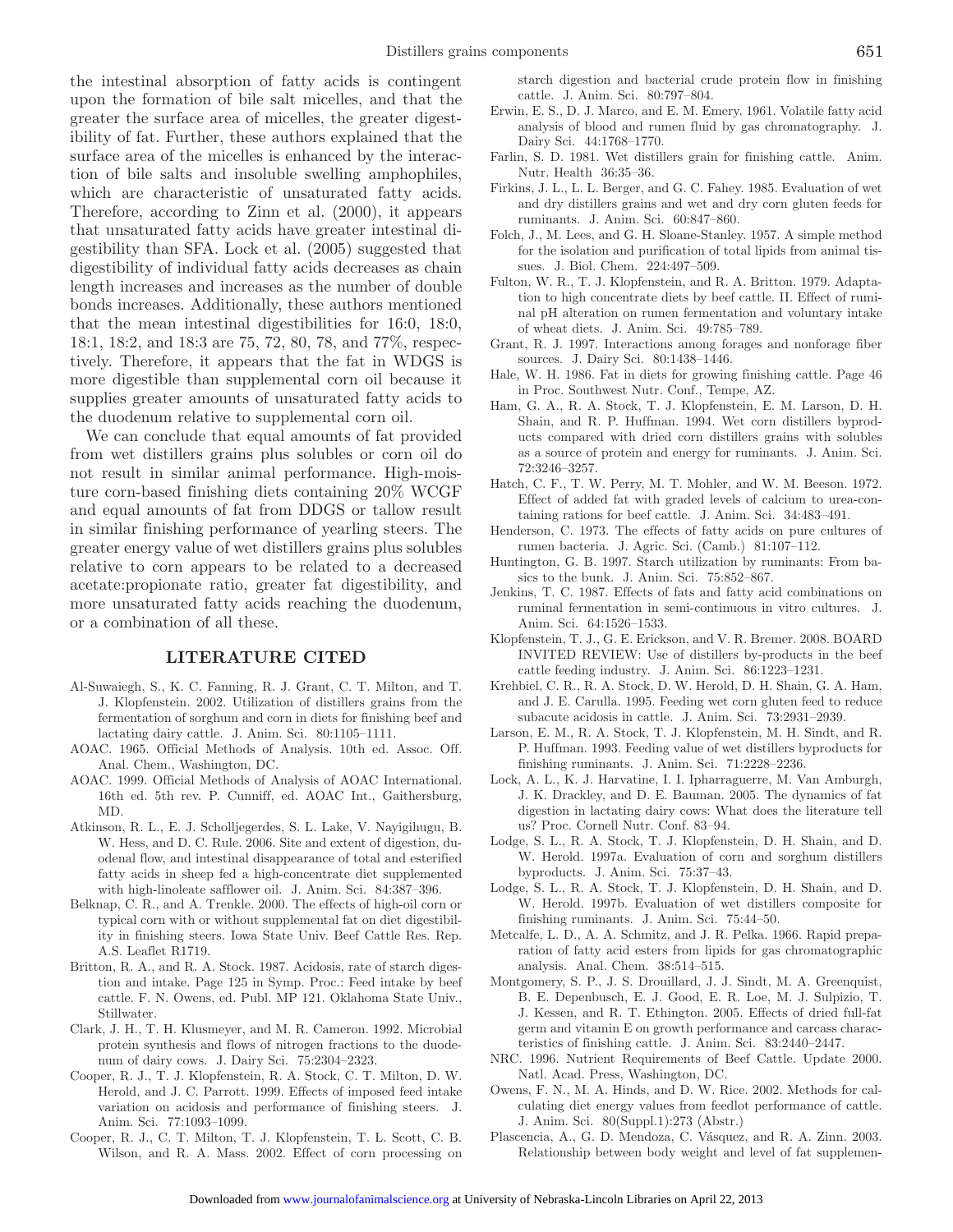the intestinal absorption of fatty acids is contingent upon the formation of bile salt micelles, and that the greater the surface area of micelles, the greater digestibility of fat. Further, these authors explained that the surface area of the micelles is enhanced by the interaction of bile salts and insoluble swelling amphophiles, which are characteristic of unsaturated fatty acids. Therefore, according to Zinn et al. (2000), it appears that unsaturated fatty acids have greater intestinal digestibility than SFA. Lock et al. (2005) suggested that digestibility of individual fatty acids decreases as chain length increases and increases as the number of double bonds increases. Additionally, these authors mentioned that the mean intestinal digestibilities for 16:0, 18:0, 18:1, 18:2, and 18:3 are 75, 72, 80, 78, and 77%, respectively. Therefore, it appears that the fat in WDGS is more digestible than supplemental corn oil because it supplies greater amounts of unsaturated fatty acids to the duodenum relative to supplemental corn oil.

We can conclude that equal amounts of fat provided from wet distillers grains plus solubles or corn oil do not result in similar animal performance. High-moisture corn-based finishing diets containing 20% WCGF and equal amounts of fat from DDGS or tallow result in similar finishing performance of yearling steers. The greater energy value of wet distillers grains plus solubles relative to corn appears to be related to a decreased acetate:propionate ratio, greater fat digestibility, and more unsaturated fatty acids reaching the duodenum, or a combination of all these.

## LITERATURE CITED

Al-Suwaiegh, S., K. C. Fanning, R. J. Grant, C. T. Milton, and T. J. Klopfenstein. 2002. Utilization of distillers grains from the fermentation of sorghum and corn in diets for finishing beef and lactating dairy cattle. J. Anim. Sci. 80:1105–1111.

AOAC. 1965. Official Methods of Analysis. 10th ed. Assoc. Off. Anal. Chem., Washington, DC.

AOAC. 1999. Official Methods of Analysis of AOAC International. 16th ed. 5th rev. P. Cunniff, ed. AOAC Int., Gaithersburg, MD.

Atkinson, R. L., E. J. Scholljegerdes, S. L. Lake, V. Nayigihugu, B. W. Hess, and D. C. Rule. 2006. Site and extent of digestion, duodenal flow, and intestinal disappearance of total and esterified fatty acids in sheep fed a high-concentrate diet supplemented with high-linoleate safflower oil. J. Anim. Sci. 84:387–396.

Belknap, C. R., and A. Trenkle. 2000. The effects of high-oil corn or typical corn with or without supplemental fat on diet digestibility in finishing steers. Iowa State Univ. Beef Cattle Res. Rep. A.S. Leaflet R1719.

Britton, R. A., and R. A. Stock. 1987. Acidosis, rate of starch digestion and intake. Page 125 in Symp. Proc.: Feed intake by beef cattle. F. N. Owens, ed. Publ. MP 121. Oklahoma State Univ., Stillwater.

Clark, J. H., T. H. Klusmeyer, and M. R. Cameron. 1992. Microbial protein synthesis and flows of nitrogen fractions to the duodenum of dairy cows. J. Dairy Sci. 75:2304–2323.

Cooper, R. J., T. J. Klopfenstein, R. A. Stock, C. T. Milton, D. W. Herold, and J. C. Parrott. 1999. Effects of imposed feed intake variation on acidosis and performance of finishing steers. J. Anim. Sci. 77:1093–1099.

Cooper, R. J., C. T. Milton, T. J. Klopfenstein, T. L. Scott, C. B. Wilson, and R. A. Mass. 2002. Effect of corn processing on starch digestion and bacterial crude protein flow in finishing cattle. J. Anim. Sci. 80:797–804.

Erwin, E. S., D. J. Marco, and E. M. Emery. 1961. Volatile fatty acid analysis of blood and rumen fluid by gas chromatography. J. Dairy Sci. 44:1768–1770.

Farlin, S. D. 1981. Wet distillers grain for finishing cattle. Anim. Nutr. Health 36:35–36.

Firkins, J. L., L. L. Berger, and G. C. Fahey. 1985. Evaluation of wet and dry distillers grains and wet and dry corn gluten feeds for ruminants. J. Anim. Sci. 60:847–860.

Folch, J., M. Lees, and G. H. Sloane-Stanley. 1957. A simple method for the isolation and purification of total lipids from animal tissues. J. Biol. Chem. 224:497–509.

Fulton, W. R., T. J. Klopfenstein, and R. A. Britton. 1979. Adaptation to high concentrate diets by beef cattle. II. Effect of ruminal pH alteration on rumen fermentation and voluntary intake of wheat diets. J. Anim. Sci. 49:785–789.

Grant, R. J. 1997. Interactions among forages and nonforage fiber sources. J. Dairy Sci. 80:1438–1446.

Hale, W. H. 1986. Fat in diets for growing finishing cattle. Page 46 in Proc. Southwest Nutr. Conf., Tempe, AZ.

Ham, G. A., R. A. Stock, T. J. Klopfenstein, E. M. Larson, D. H. Shain, and R. P. Huffman. 1994. Wet corn distillers byproducts compared with dried corn distillers grains with solubles as a source of protein and energy for ruminants. J. Anim. Sci. 72:3246–3257.

Hatch, C. F., T. W. Perry, M. T. Mohler, and W. M. Beeson. 1972. Effect of added fat with graded levels of calcium to urea-containing rations for beef cattle. J. Anim. Sci. 34:483–491.

Henderson, C. 1973. The effects of fatty acids on pure cultures of rumen bacteria. J. Agric. Sci. (Camb.) 81:107–112.

Huntington, G. B. 1997. Starch utilization by ruminants: From basics to the bunk. J. Anim. Sci. 75:852–867.

Jenkins, T. C. 1987. Effects of fats and fatty acid combinations on ruminal fermentation in semi-continuous in vitro cultures. J. Anim. Sci. 64:1526–1533.

Klopfenstein, T. J., G. E. Erickson, and V. R. Bremer. 2008. BOARD INVITED REVIEW: Use of distillers by-products in the beef cattle feeding industry. J. Anim. Sci. 86:1223–1231.

Krehbiel, C. R., R. A. Stock, D. W. Herold, D. H. Shain, G. A. Ham, and J. E. Carulla. 1995. Feeding wet corn gluten feed to reduce subacute acidosis in cattle. J. Anim. Sci. 73:2931–2939.

Larson, E. M., R. A. Stock, T. J. Klopfenstein, M. H. Sindt, and R. P. Huffman. 1993. Feeding value of wet distillers byproducts for finishing ruminants. J. Anim. Sci. 71:2228–2236.

Lock, A. L., K. J. Harvatine, I. I. Ipharraguerre, M. Van Amburgh, J. K. Drackley, and D. E. Bauman. 2005. The dynamics of fat digestion in lactating dairy cows: What does the literature tell us? Proc. Cornell Nutr. Conf. 83–94.

Lodge, S. L., R. A. Stock, T. J. Klopfenstein, D. H. Shain, and D. W. Herold. 1997a. Evaluation of corn and sorghum distillers byproducts. J. Anim. Sci. 75:37–43.

Lodge, S. L., R. A. Stock, T. J. Klopfenstein, D. H. Shain, and D. W. Herold. 1997b. Evaluation of wet distillers composite for finishing ruminants. J. Anim. Sci. 75:44–50.

Metcalfe, L. D., A. A. Schmitz, and J. R. Pelka. 1966. Rapid preparation of fatty acid esters from lipids for gas chromatographic analysis. Anal. Chem. 38:514–515.

Montgomery, S. P., J. S. Drouillard, J. J. Sindt, M. A. Greenquist, B. E. Depenbusch, E. J. Good, E. R. Loe, M. J. Sulpizio, T. J. Kessen, and R. T. Ethington. 2005. Effects of dried full-fat germ and vitamin E on growth performance and carcass characteristics of finishing cattle. J. Anim. Sci. 83:2440–2447.

NRC. 1996. Nutrient Requirements of Beef Cattle. Update 2000. Natl. Acad. Press, Washington, DC.

Owens, F. N., M. A. Hinds, and D. W. Rice. 2002. Methods for calculating diet energy values from feedlot performance of cattle. J. Anim. Sci. 80(Suppl.1):273 (Abstr.)

Plascencia, A., G. D. Mendoza, C. Vásquez, and R. A. Zinn. 2003. Relationship between body weight and level of fat supplemen-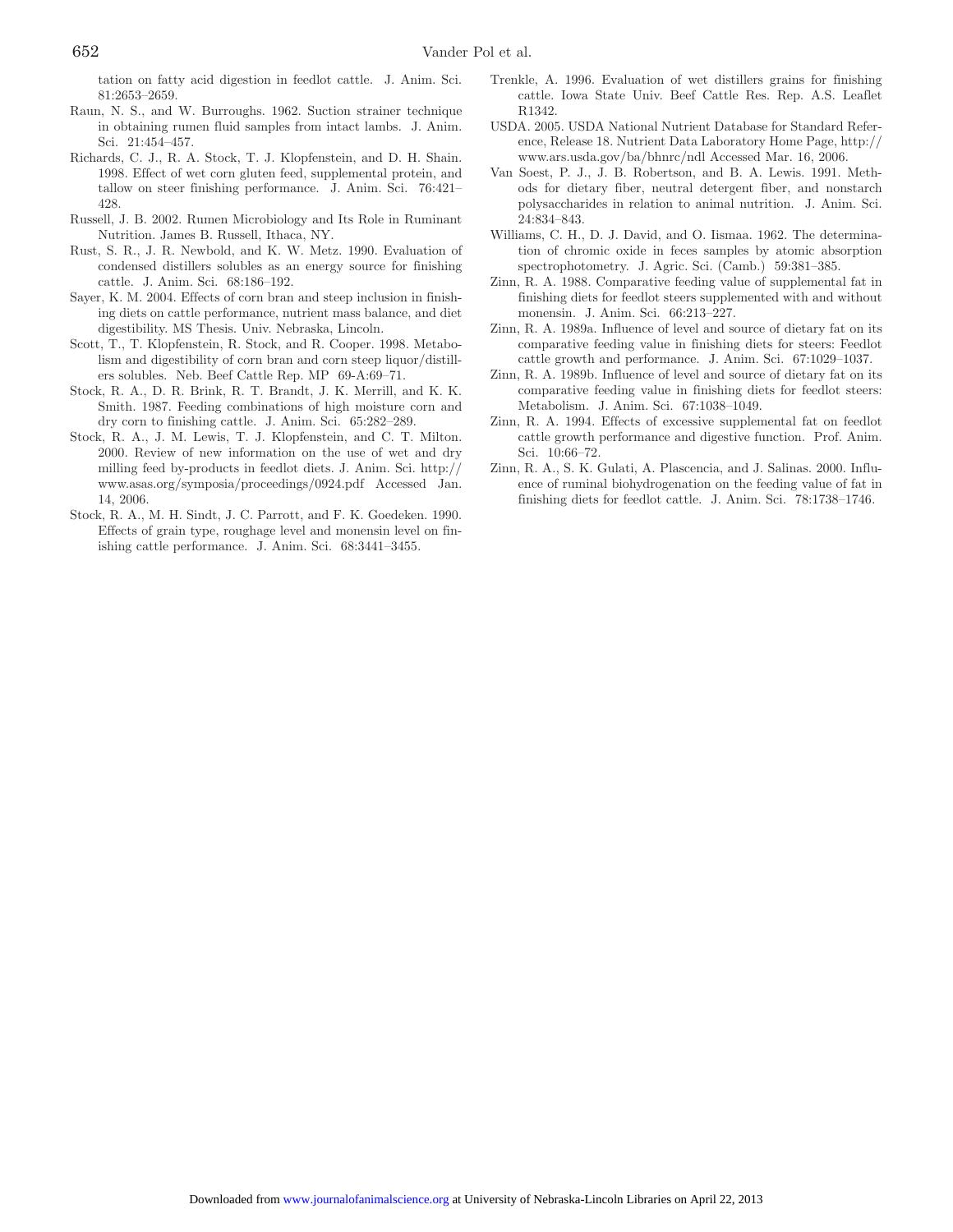tation on fatty acid digestion in feedlot cattle. J. Anim. Sci. 81:2653–2659.

Raun, N. S., and W. Burroughs. 1962. Suction strainer technique in obtaining rumen fluid samples from intact lambs. J. Anim. Sci. 21:454–457.

Richards, C. J., R. A. Stock, T. J. Klopfenstein, and D. H. Shain. 1998. Effect of wet corn gluten feed, supplemental protein, and tallow on steer finishing performance. J. Anim. Sci. 76:421–428.

Russell, J. B. 2002. Rumen Microbiology and Its Role in Ruminant Nutrition. James B. Russell, Ithaca, NY.

Rust, S. R., J. R. Newbold, and K. W. Metz. 1990. Evaluation of condensed distillers solubles as an energy source for finishing cattle. J. Anim. Sci. 68:186–192.

Sayer, K. M. 2004. Effects of corn bran and steep inclusion in finishing diets on cattle performance, nutrient mass balance, and diet digestibility. MS Thesis. Univ. Nebraska, Lincoln.

Scott, T., T. Klopfenstein, R. Stock, and R. Cooper. 1998. Metabolism and digestibility of corn bran and corn steep liquor/distillers solubles. Neb. Beef Cattle Rep. MP 69-A:69–71.

Stock, R. A., D. R. Brink, R. T. Brandt, J. K. Merrill, and K. K. Smith. 1987. Feeding combinations of high moisture corn and dry corn to finishing cattle. J. Anim. Sci. 65:282–289.

Stock, R. A., J. M. Lewis, T. J. Klopfenstein, and C. T. Milton. 2000. Review of new information on the use of wet and dry milling feed by-products in feedlot diets. J. Anim. Sci. http://www.asas.org/symposia/proceedings/0924.pdf Accessed Jan. 14, 2006.

Stock, R. A., M. H. Sindt, J. C. Parrott, and F. K. Goedeken. 1990. Effects of grain type, roughage level and monensin level on finishing cattle performance. J. Anim. Sci. 68:3441–3455.

Trenkle, A. 1996. Evaluation of wet distillers grains for finishing cattle. Iowa State Univ. Beef Cattle Res. Rep. A.S. Leaflet R1342.

USDA. 2005. USDA National Nutrient Database for Standard Reference, Release 18. Nutrient Data Laboratory Home Page, http://www.ars.usda.gov/ba/bhnrc/ndl Accessed Mar. 16, 2006.

Van Soest, P. J., J. B. Robertson, and B. A. Lewis. 1991. Methods for dietary fiber, neutral detergent fiber, and nonstarch polysaccharides in relation to animal nutrition. J. Anim. Sci. 24:834–843.

Williams, C. H., D. J. David, and O. Iismaa. 1962. The determination of chromic oxide in feces samples by atomic absorption spectrophotometry. J. Agric. Sci. (Camb.) 59:381–385.

Zinn, R. A. 1988. Comparative feeding value of supplemental fat in finishing diets for feedlot steers supplemented with and without monensin. J. Anim. Sci. 66:213–227.

Zinn, R. A. 1989a. Influence of level and source of dietary fat on its comparative feeding value in finishing diets for steers: Feedlot cattle growth and performance. J. Anim. Sci. 67:1029–1037.

Zinn, R. A. 1989b. Influence of level and source of dietary fat on its comparative feeding value in finishing diets for feedlot steers: Metabolism. J. Anim. Sci. 67:1038–1049.

Zinn, R. A. 1994. Effects of excessive supplemental fat on feedlot cattle growth performance and digestive function. Prof. Anim. Sci. 10:66–72.

Zinn, R. A., S. K. Gulati, A. Plascencia, and J. Salinas. 2000. Influence of ruminal biohydrogenation on the feeding value of fat in finishing diets for feedlot cattle. J. Anim. Sci. 78:1738–1746.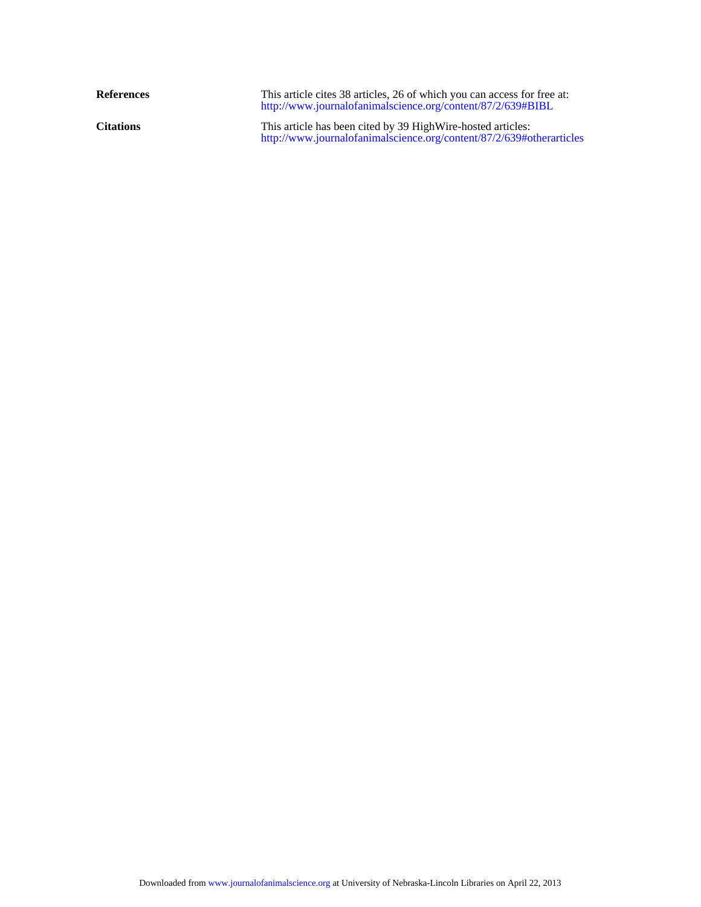| | |
|---|---|
| **References** | This article cites 38 articles, 26 of which you can access for free at: http://www.journalofanimalscience.org/content/87/2/639#BIBL |
| **Citations** | This article has been cited by 39 HighWire-hosted articles: http://www.journalofanimalscience.org/content/87/2/639#otherarticles |